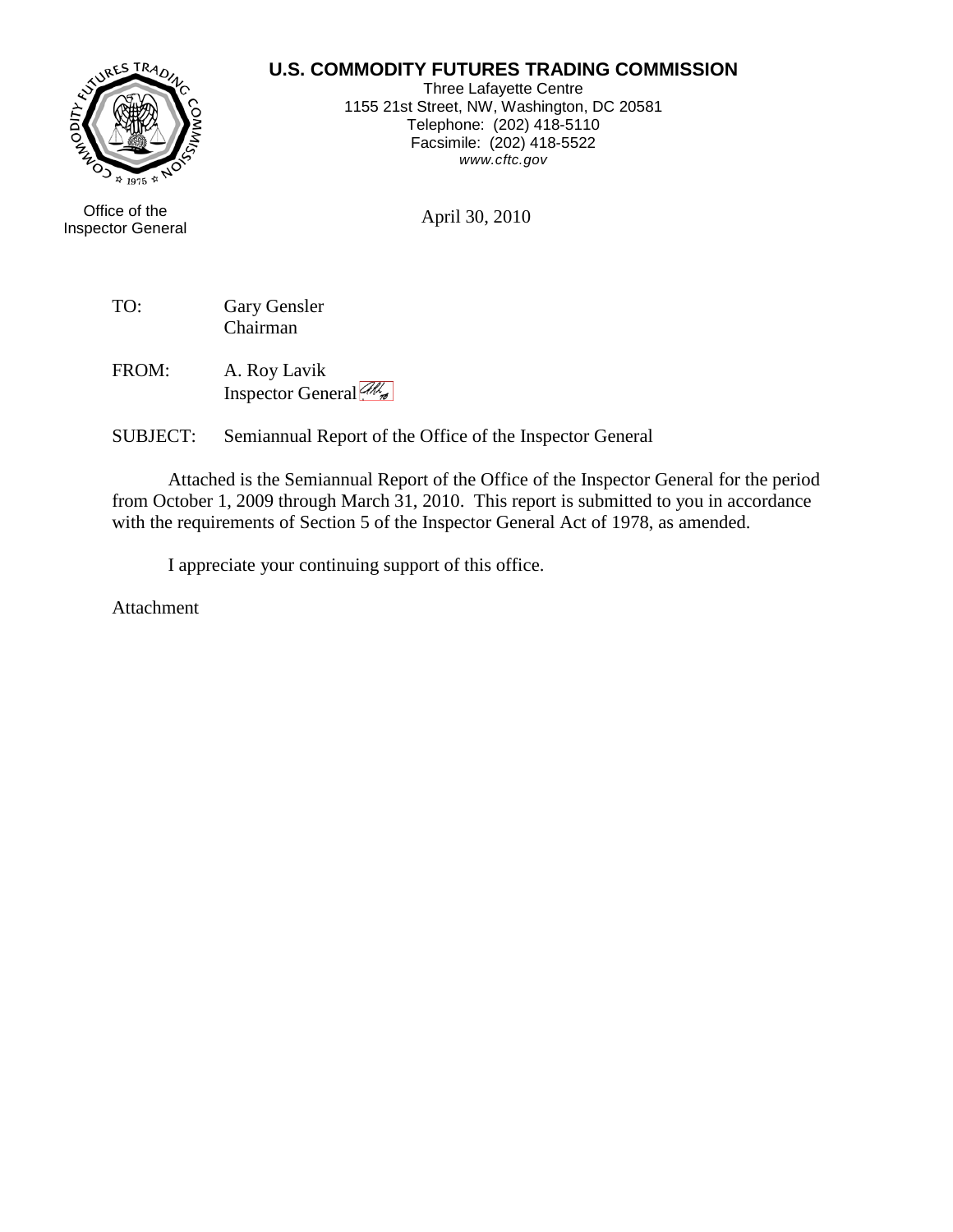**U.S. COMMODITY FUTURES TRADING COMMISSION**
Three Lafayette Centre
1155 21st Street, NW, Washington, DC 20581
Telephone: (202) 418-5110
Facsimile: (202) 418-5522
*www.cftc.gov*

Office of the
Inspector General

April 30, 2010

TO: Gary Gensler
Chairman

FROM: A. Roy Lavik
Inspector General

SUBJECT: Semiannual Report of the Office of the Inspector General

Attached is the Semiannual Report of the Office of the Inspector General for the period from October 1, 2009 through March 31, 2010. This report is submitted to you in accordance with the requirements of Section 5 of the Inspector General Act of 1978, as amended.

I appreciate your continuing support of this office.

Attachment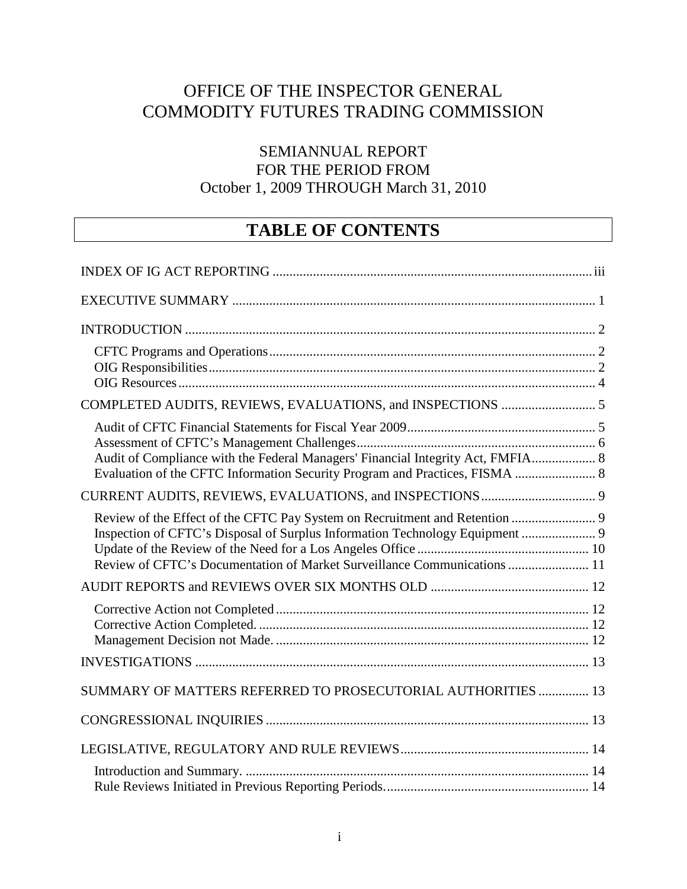# OFFICE OF THE INSPECTOR GENERAL
# COMMODITY FUTURES TRADING COMMISSION

## SEMIANNUAL REPORT
## FOR THE PERIOD FROM
## October 1, 2009 THROUGH March 31, 2010

## TABLE OF CONTENTS

INDEX OF IG ACT REPORTING ..... iii

EXECUTIVE SUMMARY ..... 1

INTRODUCTION ..... 2

- CFTC Programs and Operations ..... 2
- OIG Responsibilities ..... 2
- OIG Resources ..... 4

COMPLETED AUDITS, REVIEWS, EVALUATIONS, and INSPECTIONS ..... 5

- Audit of CFTC Financial Statements for Fiscal Year 2009 ..... 5
- Assessment of CFTC's Management Challenges ..... 6
- Audit of Compliance with the Federal Managers' Financial Integrity Act, FMFIA ..... 8
- Evaluation of the CFTC Information Security Program and Practices, FISMA ..... 8

CURRENT AUDITS, REVIEWS, EVALUATIONS, and INSPECTIONS ..... 9

- Review of the Effect of the CFTC Pay System on Recruitment and Retention ..... 9
- Inspection of CFTC's Disposal of Surplus Information Technology Equipment ..... 9
- Update of the Review of the Need for a Los Angeles Office ..... 10
- Review of CFTC's Documentation of Market Surveillance Communications ..... 11

AUDIT REPORTS and REVIEWS OVER SIX MONTHS OLD ..... 12

- Corrective Action not Completed ..... 12
- Corrective Action Completed. ..... 12
- Management Decision not Made. ..... 12

INVESTIGATIONS ..... 13

SUMMARY OF MATTERS REFERRED TO PROSECUTORIAL AUTHORITIES ..... 13

CONGRESSIONAL INQUIRIES ..... 13

LEGISLATIVE, REGULATORY AND RULE REVIEWS ..... 14

- Introduction and Summary. ..... 14
- Rule Reviews Initiated in Previous Reporting Periods. ..... 14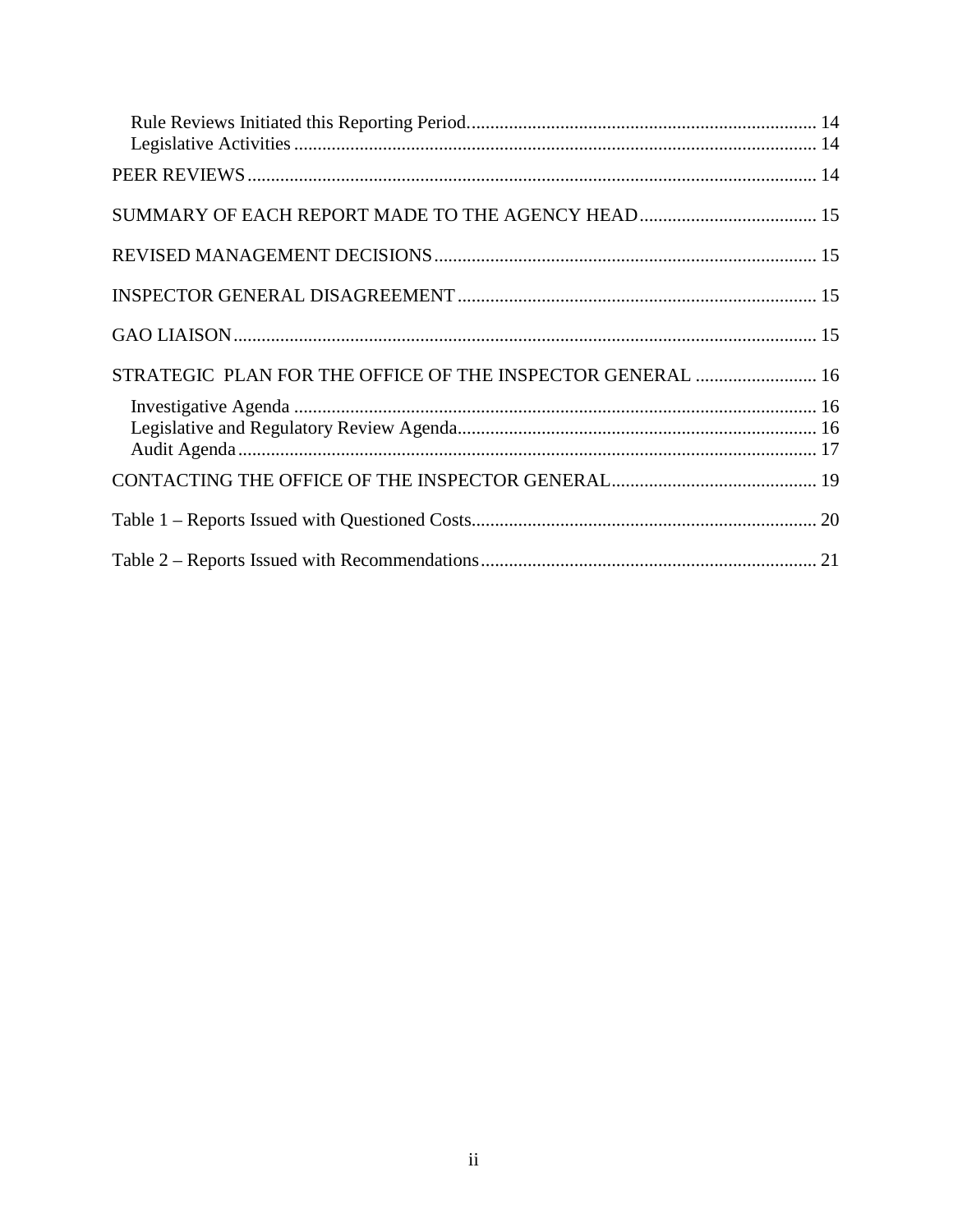Rule Reviews Initiated this Reporting Period ........ 14
Legislative Activities ........ 14

PEER REVIEWS ........ 14

SUMMARY OF EACH REPORT MADE TO THE AGENCY HEAD ........ 15

REVISED MANAGEMENT DECISIONS ........ 15

INSPECTOR GENERAL DISAGREEMENT ........ 15

GAO LIAISON ........ 15

STRATEGIC PLAN FOR THE OFFICE OF THE INSPECTOR GENERAL ........ 16

Investigative Agenda ........ 16
Legislative and Regulatory Review Agenda ........ 16
Audit Agenda ........ 17

CONTACTING THE OFFICE OF THE INSPECTOR GENERAL ........ 19

Table 1 – Reports Issued with Questioned Costs ........ 20

Table 2 – Reports Issued with Recommendations ........ 21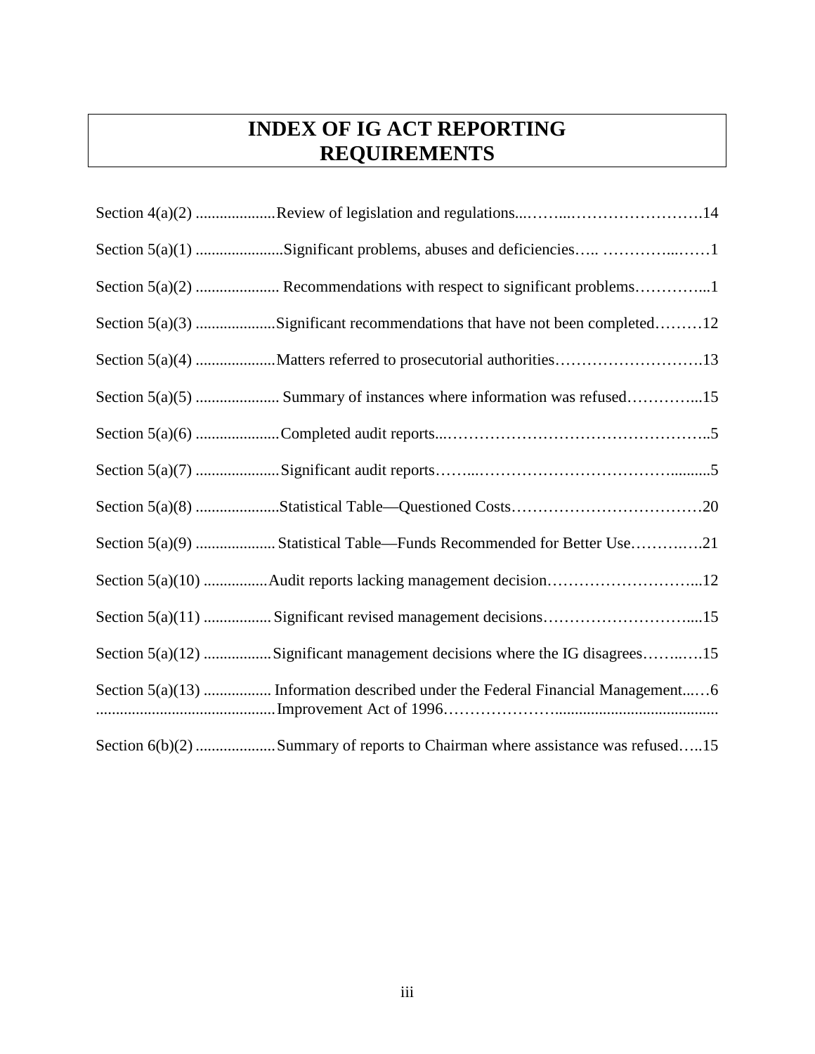# INDEX OF IG ACT REPORTING REQUIREMENTS

| Section | Requirement | Page |
|---|---|---|
| Section 4(a)(2) | Review of legislation and regulations | 14 |
| Section 5(a)(1) | Significant problems, abuses and deficiencies | 1 |
| Section 5(a)(2) | Recommendations with respect to significant problems | 1 |
| Section 5(a)(3) | Significant recommendations that have not been completed | 12 |
| Section 5(a)(4) | Matters referred to prosecutorial authorities | 13 |
| Section 5(a)(5) | Summary of instances where information was refused | 15 |
| Section 5(a)(6) | Completed audit reports | 5 |
| Section 5(a)(7) | Significant audit reports | 5 |
| Section 5(a)(8) | Statistical Table—Questioned Costs | 20 |
| Section 5(a)(9) | Statistical Table—Funds Recommended for Better Use | 21 |
| Section 5(a)(10) | Audit reports lacking management decision | 12 |
| Section 5(a)(11) | Significant revised management decisions | 15 |
| Section 5(a)(12) | Significant management decisions where the IG disagrees | 15 |
| Section 5(a)(13) | Information described under the Federal Financial Management Improvement Act of 1996 | 6 |
| Section 6(b)(2) | Summary of reports to Chairman where assistance was refused | 15 |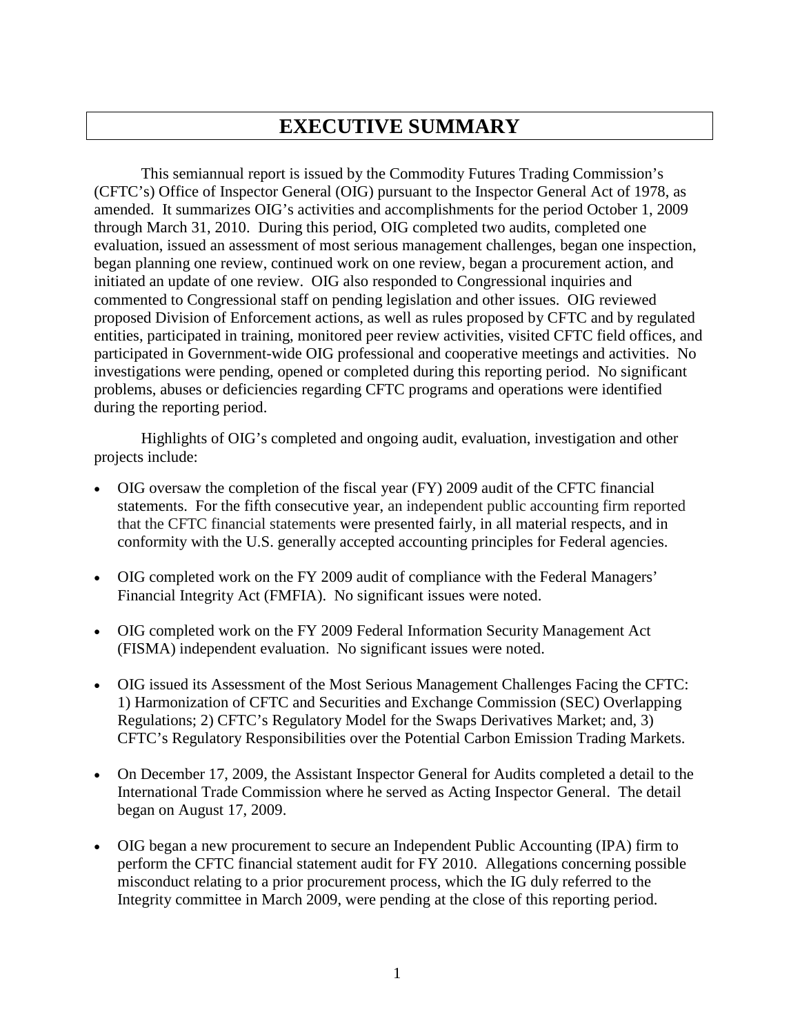# EXECUTIVE SUMMARY

This semiannual report is issued by the Commodity Futures Trading Commission's (CFTC's) Office of Inspector General (OIG) pursuant to the Inspector General Act of 1978, as amended. It summarizes OIG's activities and accomplishments for the period October 1, 2009 through March 31, 2010. During this period, OIG completed two audits, completed one evaluation, issued an assessment of most serious management challenges, began one inspection, began planning one review, continued work on one review, began a procurement action, and initiated an update of one review. OIG also responded to Congressional inquiries and commented to Congressional staff on pending legislation and other issues. OIG reviewed proposed Division of Enforcement actions, as well as rules proposed by CFTC and by regulated entities, participated in training, monitored peer review activities, visited CFTC field offices, and participated in Government-wide OIG professional and cooperative meetings and activities. No investigations were pending, opened or completed during this reporting period. No significant problems, abuses or deficiencies regarding CFTC programs and operations were identified during the reporting period.

Highlights of OIG's completed and ongoing audit, evaluation, investigation and other projects include:

- OIG oversaw the completion of the fiscal year (FY) 2009 audit of the CFTC financial statements. For the fifth consecutive year, an independent public accounting firm reported that the CFTC financial statements were presented fairly, in all material respects, and in conformity with the U.S. generally accepted accounting principles for Federal agencies.
- OIG completed work on the FY 2009 audit of compliance with the Federal Managers' Financial Integrity Act (FMFIA). No significant issues were noted.
- OIG completed work on the FY 2009 Federal Information Security Management Act (FISMA) independent evaluation. No significant issues were noted.
- OIG issued its Assessment of the Most Serious Management Challenges Facing the CFTC: 1) Harmonization of CFTC and Securities and Exchange Commission (SEC) Overlapping Regulations; 2) CFTC's Regulatory Model for the Swaps Derivatives Market; and, 3) CFTC's Regulatory Responsibilities over the Potential Carbon Emission Trading Markets.
- On December 17, 2009, the Assistant Inspector General for Audits completed a detail to the International Trade Commission where he served as Acting Inspector General. The detail began on August 17, 2009.
- OIG began a new procurement to secure an Independent Public Accounting (IPA) firm to perform the CFTC financial statement audit for FY 2010. Allegations concerning possible misconduct relating to a prior procurement process, which the IG duly referred to the Integrity committee in March 2009, were pending at the close of this reporting period.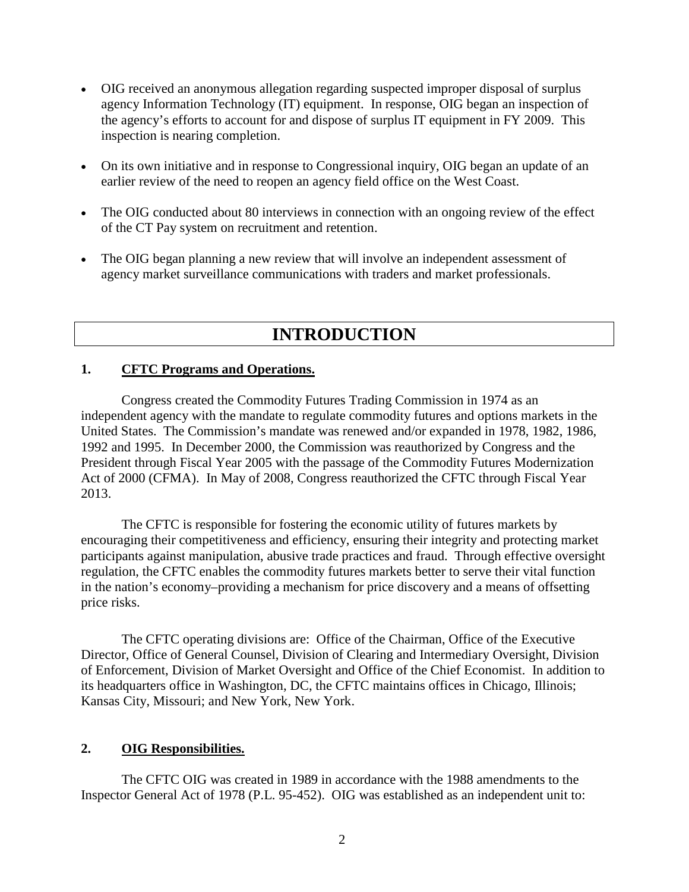- OIG received an anonymous allegation regarding suspected improper disposal of surplus agency Information Technology (IT) equipment. In response, OIG began an inspection of the agency's efforts to account for and dispose of surplus IT equipment in FY 2009. This inspection is nearing completion.

- On its own initiative and in response to Congressional inquiry, OIG began an update of an earlier review of the need to reopen an agency field office on the West Coast.

- The OIG conducted about 80 interviews in connection with an ongoing review of the effect of the CT Pay system on recruitment and retention.

- The OIG began planning a new review that will involve an independent assessment of agency market surveillance communications with traders and market professionals.

# INTRODUCTION

## 1. CFTC Programs and Operations.

Congress created the Commodity Futures Trading Commission in 1974 as an independent agency with the mandate to regulate commodity futures and options markets in the United States. The Commission's mandate was renewed and/or expanded in 1978, 1982, 1986, 1992 and 1995. In December 2000, the Commission was reauthorized by Congress and the President through Fiscal Year 2005 with the passage of the Commodity Futures Modernization Act of 2000 (CFMA). In May of 2008, Congress reauthorized the CFTC through Fiscal Year 2013.

The CFTC is responsible for fostering the economic utility of futures markets by encouraging their competitiveness and efficiency, ensuring their integrity and protecting market participants against manipulation, abusive trade practices and fraud. Through effective oversight regulation, the CFTC enables the commodity futures markets better to serve their vital function in the nation's economy–providing a mechanism for price discovery and a means of offsetting price risks.

The CFTC operating divisions are: Office of the Chairman, Office of the Executive Director, Office of General Counsel, Division of Clearing and Intermediary Oversight, Division of Enforcement, Division of Market Oversight and Office of the Chief Economist. In addition to its headquarters office in Washington, DC, the CFTC maintains offices in Chicago, Illinois; Kansas City, Missouri; and New York, New York.

## 2. OIG Responsibilities.

The CFTC OIG was created in 1989 in accordance with the 1988 amendments to the Inspector General Act of 1978 (P.L. 95-452). OIG was established as an independent unit to: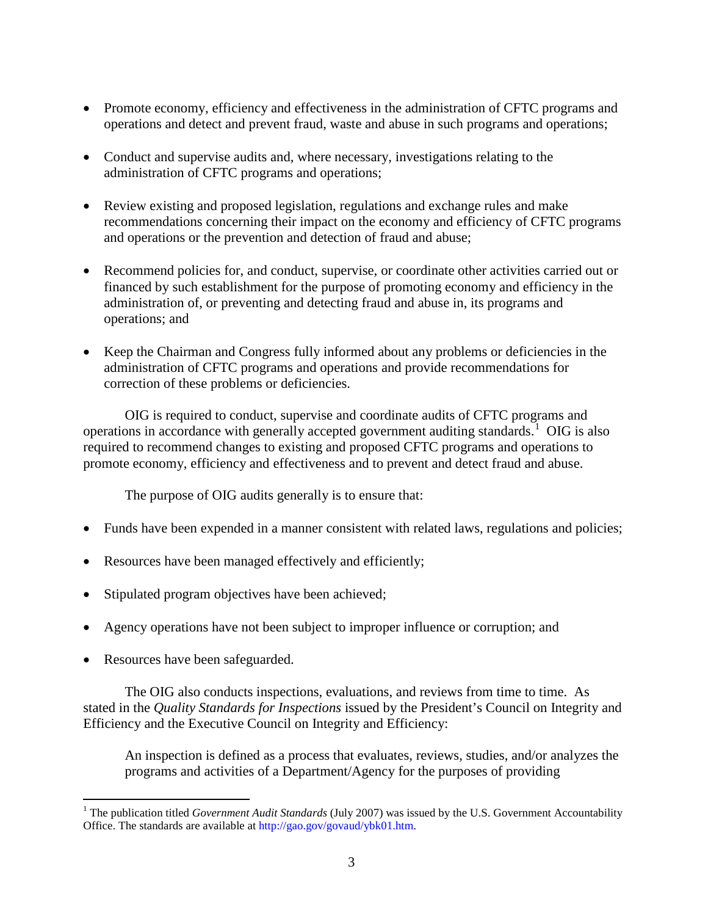- Promote economy, efficiency and effectiveness in the administration of CFTC programs and operations and detect and prevent fraud, waste and abuse in such programs and operations;
- Conduct and supervise audits and, where necessary, investigations relating to the administration of CFTC programs and operations;
- Review existing and proposed legislation, regulations and exchange rules and make recommendations concerning their impact on the economy and efficiency of CFTC programs and operations or the prevention and detection of fraud and abuse;
- Recommend policies for, and conduct, supervise, or coordinate other activities carried out or financed by such establishment for the purpose of promoting economy and efficiency in the administration of, or preventing and detecting fraud and abuse in, its programs and operations; and
- Keep the Chairman and Congress fully informed about any problems or deficiencies in the administration of CFTC programs and operations and provide recommendations for correction of these problems or deficiencies.

OIG is required to conduct, supervise and coordinate audits of CFTC programs and operations in accordance with generally accepted government auditing standards.[1] OIG is also required to recommend changes to existing and proposed CFTC programs and operations to promote economy, efficiency and effectiveness and to prevent and detect fraud and abuse.

The purpose of OIG audits generally is to ensure that:

- Funds have been expended in a manner consistent with related laws, regulations and policies;
- Resources have been managed effectively and efficiently;
- Stipulated program objectives have been achieved;
- Agency operations have not been subject to improper influence or corruption; and
- Resources have been safeguarded.

The OIG also conducts inspections, evaluations, and reviews from time to time. As stated in the *Quality Standards for Inspections* issued by the President's Council on Integrity and Efficiency and the Executive Council on Integrity and Efficiency:

> An inspection is defined as a process that evaluates, reviews, studies, and/or analyzes the programs and activities of a Department/Agency for the purposes of providing

[1] The publication titled *Government Audit Standards* (July 2007) was issued by the U.S. Government Accountability Office. The standards are available at http://gao.gov/govaud/ybk01.htm.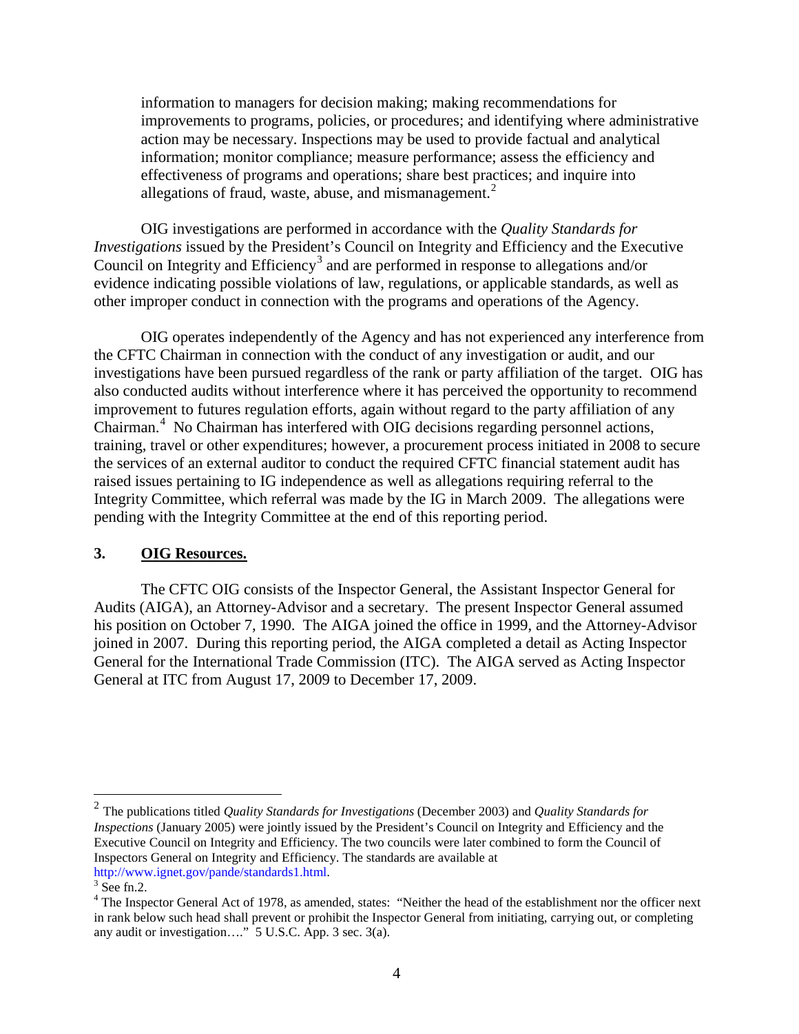information to managers for decision making; making recommendations for improvements to programs, policies, or procedures; and identifying where administrative action may be necessary. Inspections may be used to provide factual and analytical information; monitor compliance; measure performance; assess the efficiency and effectiveness of programs and operations; share best practices; and inquire into allegations of fraud, waste, abuse, and mismanagement.[2]

OIG investigations are performed in accordance with the *Quality Standards for Investigations* issued by the President's Council on Integrity and Efficiency and the Executive Council on Integrity and Efficiency[3] and are performed in response to allegations and/or evidence indicating possible violations of law, regulations, or applicable standards, as well as other improper conduct in connection with the programs and operations of the Agency.

OIG operates independently of the Agency and has not experienced any interference from the CFTC Chairman in connection with the conduct of any investigation or audit, and our investigations have been pursued regardless of the rank or party affiliation of the target. OIG has also conducted audits without interference where it has perceived the opportunity to recommend improvement to futures regulation efforts, again without regard to the party affiliation of any Chairman.[4] No Chairman has interfered with OIG decisions regarding personnel actions, training, travel or other expenditures; however, a procurement process initiated in 2008 to secure the services of an external auditor to conduct the required CFTC financial statement audit has raised issues pertaining to IG independence as well as allegations requiring referral to the Integrity Committee, which referral was made by the IG in March 2009. The allegations were pending with the Integrity Committee at the end of this reporting period.

## 3. OIG Resources.

The CFTC OIG consists of the Inspector General, the Assistant Inspector General for Audits (AIGA), an Attorney-Advisor and a secretary. The present Inspector General assumed his position on October 7, 1990. The AIGA joined the office in 1999, and the Attorney-Advisor joined in 2007. During this reporting period, the AIGA completed a detail as Acting Inspector General for the International Trade Commission (ITC). The AIGA served as Acting Inspector General at ITC from August 17, 2009 to December 17, 2009.

---

[2] The publications titled *Quality Standards for Investigations* (December 2003) and *Quality Standards for Inspections* (January 2005) were jointly issued by the President's Council on Integrity and Efficiency and the Executive Council on Integrity and Efficiency. The two councils were later combined to form the Council of Inspectors General on Integrity and Efficiency. The standards are available at http://www.ignet.gov/pande/standards1.html.

[3] See fn.2.

[4] The Inspector General Act of 1978, as amended, states: "Neither the head of the establishment nor the officer next in rank below such head shall prevent or prohibit the Inspector General from initiating, carrying out, or completing any audit or investigation…." 5 U.S.C. App. 3 sec. 3(a).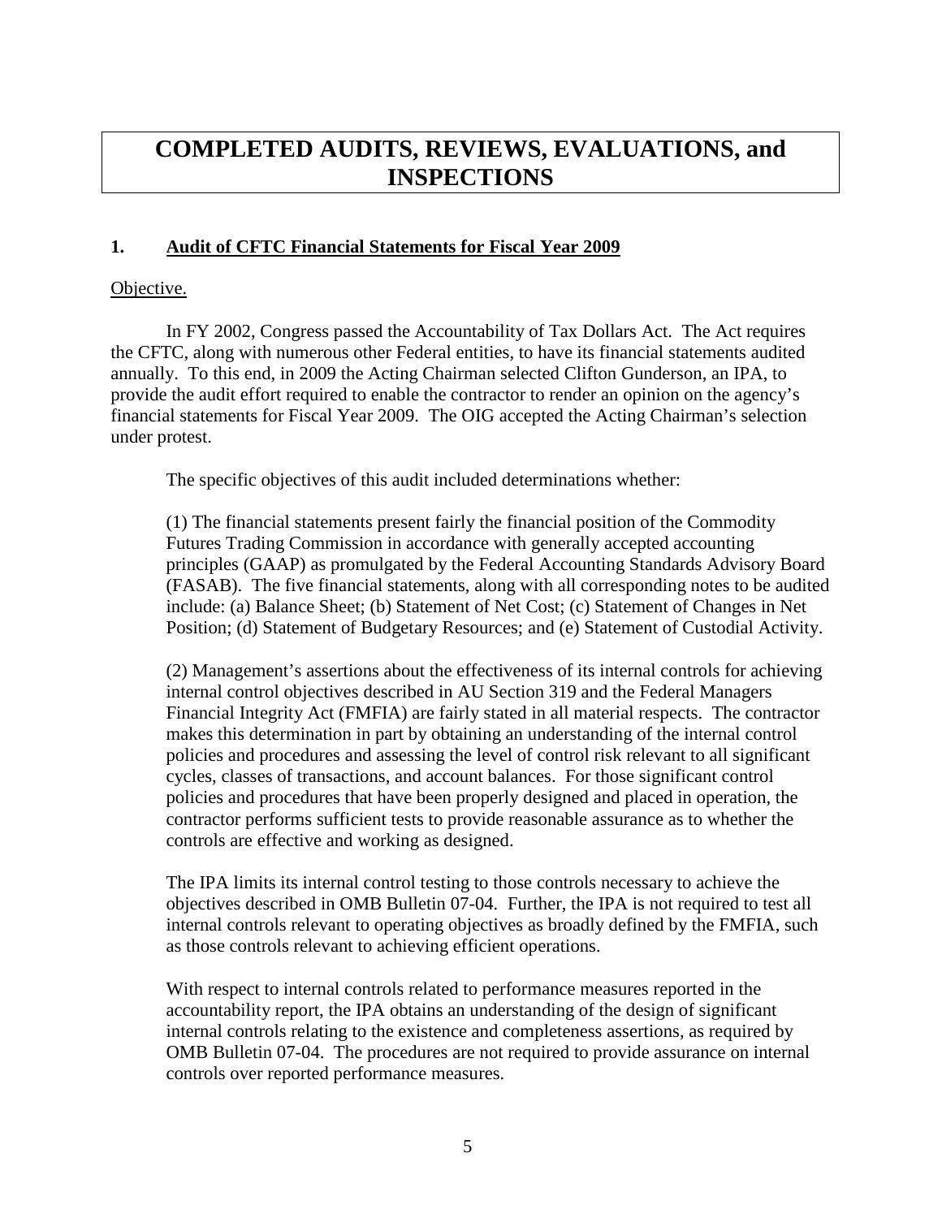# COMPLETED AUDITS, REVIEWS, EVALUATIONS, and INSPECTIONS

## 1. Audit of CFTC Financial Statements for Fiscal Year 2009

Objective.

In FY 2002, Congress passed the Accountability of Tax Dollars Act. The Act requires the CFTC, along with numerous other Federal entities, to have its financial statements audited annually. To this end, in 2009 the Acting Chairman selected Clifton Gunderson, an IPA, to provide the audit effort required to enable the contractor to render an opinion on the agency's financial statements for Fiscal Year 2009. The OIG accepted the Acting Chairman's selection under protest.

The specific objectives of this audit included determinations whether:

(1) The financial statements present fairly the financial position of the Commodity Futures Trading Commission in accordance with generally accepted accounting principles (GAAP) as promulgated by the Federal Accounting Standards Advisory Board (FASAB). The five financial statements, along with all corresponding notes to be audited include: (a) Balance Sheet; (b) Statement of Net Cost; (c) Statement of Changes in Net Position; (d) Statement of Budgetary Resources; and (e) Statement of Custodial Activity.

(2) Management's assertions about the effectiveness of its internal controls for achieving internal control objectives described in AU Section 319 and the Federal Managers Financial Integrity Act (FMFIA) are fairly stated in all material respects. The contractor makes this determination in part by obtaining an understanding of the internal control policies and procedures and assessing the level of control risk relevant to all significant cycles, classes of transactions, and account balances. For those significant control policies and procedures that have been properly designed and placed in operation, the contractor performs sufficient tests to provide reasonable assurance as to whether the controls are effective and working as designed.

The IPA limits its internal control testing to those controls necessary to achieve the objectives described in OMB Bulletin 07-04. Further, the IPA is not required to test all internal controls relevant to operating objectives as broadly defined by the FMFIA, such as those controls relevant to achieving efficient operations.

With respect to internal controls related to performance measures reported in the accountability report, the IPA obtains an understanding of the design of significant internal controls relating to the existence and completeness assertions, as required by OMB Bulletin 07-04. The procedures are not required to provide assurance on internal controls over reported performance measures.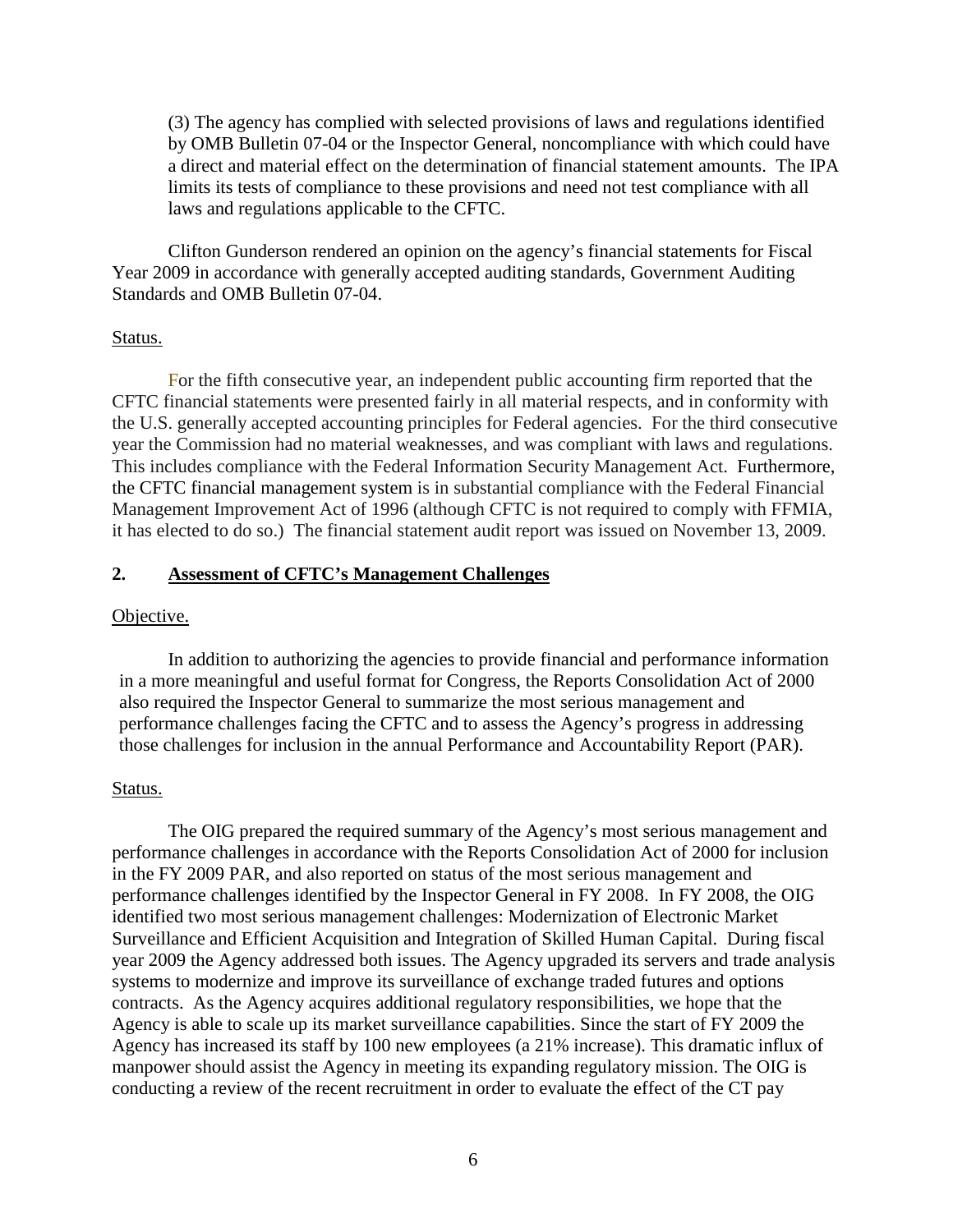(3) The agency has complied with selected provisions of laws and regulations identified by OMB Bulletin 07-04 or the Inspector General, noncompliance with which could have a direct and material effect on the determination of financial statement amounts. The IPA limits its tests of compliance to these provisions and need not test compliance with all laws and regulations applicable to the CFTC.

Clifton Gunderson rendered an opinion on the agency's financial statements for Fiscal Year 2009 in accordance with generally accepted auditing standards, Government Auditing Standards and OMB Bulletin 07-04.

Status.

For the fifth consecutive year, an independent public accounting firm reported that the CFTC financial statements were presented fairly in all material respects, and in conformity with the U.S. generally accepted accounting principles for Federal agencies. For the third consecutive year the Commission had no material weaknesses, and was compliant with laws and regulations. This includes compliance with the Federal Information Security Management Act. Furthermore, the CFTC financial management system is in substantial compliance with the Federal Financial Management Improvement Act of 1996 (although CFTC is not required to comply with FFMIA, it has elected to do so.) The financial statement audit report was issued on November 13, 2009.

## 2. Assessment of CFTC's Management Challenges

Objective.

In addition to authorizing the agencies to provide financial and performance information in a more meaningful and useful format for Congress, the Reports Consolidation Act of 2000 also required the Inspector General to summarize the most serious management and performance challenges facing the CFTC and to assess the Agency's progress in addressing those challenges for inclusion in the annual Performance and Accountability Report (PAR).

Status.

The OIG prepared the required summary of the Agency's most serious management and performance challenges in accordance with the Reports Consolidation Act of 2000 for inclusion in the FY 2009 PAR, and also reported on status of the most serious management and performance challenges identified by the Inspector General in FY 2008. In FY 2008, the OIG identified two most serious management challenges: Modernization of Electronic Market Surveillance and Efficient Acquisition and Integration of Skilled Human Capital. During fiscal year 2009 the Agency addressed both issues. The Agency upgraded its servers and trade analysis systems to modernize and improve its surveillance of exchange traded futures and options contracts. As the Agency acquires additional regulatory responsibilities, we hope that the Agency is able to scale up its market surveillance capabilities. Since the start of FY 2009 the Agency has increased its staff by 100 new employees (a 21% increase). This dramatic influx of manpower should assist the Agency in meeting its expanding regulatory mission. The OIG is conducting a review of the recent recruitment in order to evaluate the effect of the CT pay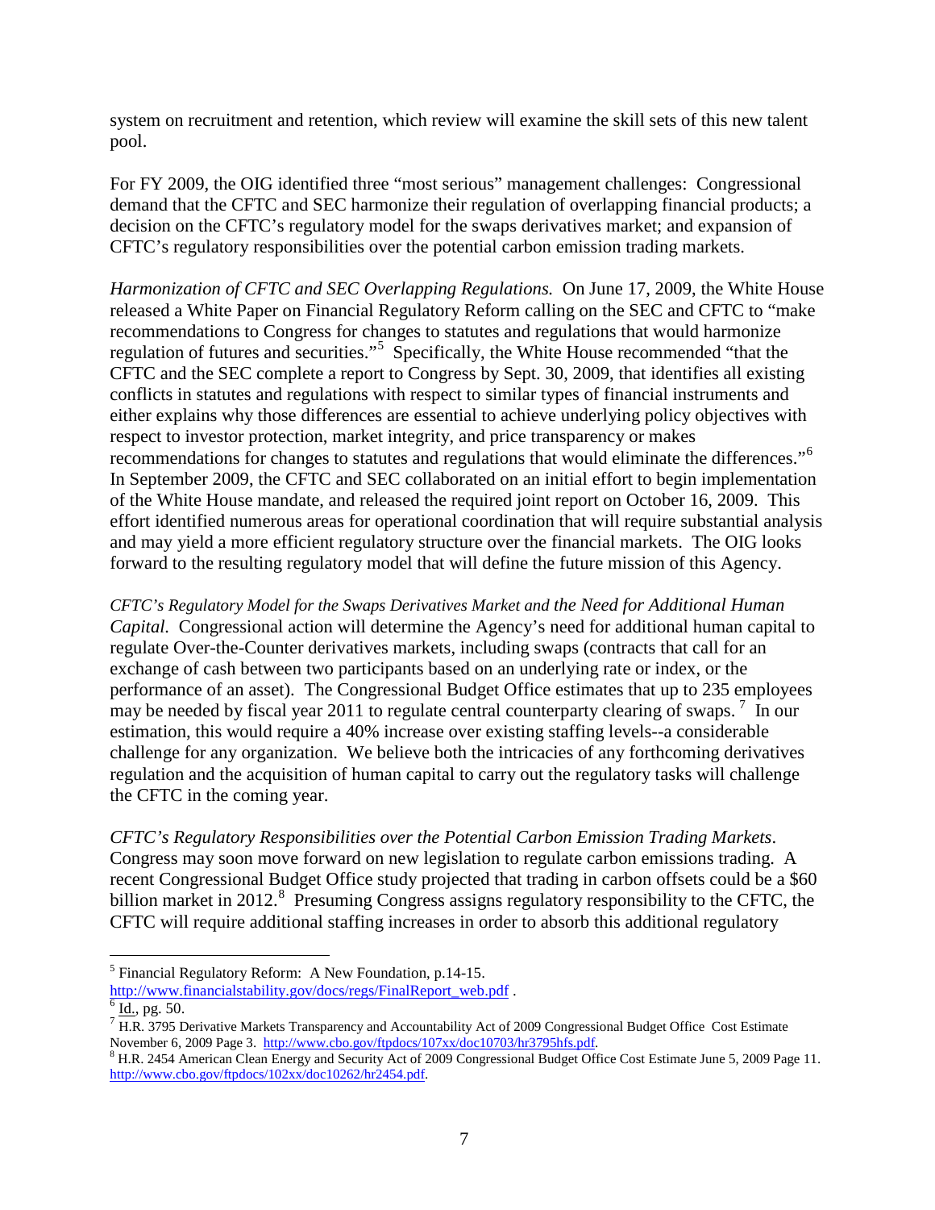system on recruitment and retention, which review will examine the skill sets of this new talent pool.

For FY 2009, the OIG identified three "most serious" management challenges: Congressional demand that the CFTC and SEC harmonize their regulation of overlapping financial products; a decision on the CFTC's regulatory model for the swaps derivatives market; and expansion of CFTC's regulatory responsibilities over the potential carbon emission trading markets.

*Harmonization of CFTC and SEC Overlapping Regulations.* On June 17, 2009, the White House released a White Paper on Financial Regulatory Reform calling on the SEC and CFTC to "make recommendations to Congress for changes to statutes and regulations that would harmonize regulation of futures and securities."[5] Specifically, the White House recommended "that the CFTC and the SEC complete a report to Congress by Sept. 30, 2009, that identifies all existing conflicts in statutes and regulations with respect to similar types of financial instruments and either explains why those differences are essential to achieve underlying policy objectives with respect to investor protection, market integrity, and price transparency or makes recommendations for changes to statutes and regulations that would eliminate the differences."[6] In September 2009, the CFTC and SEC collaborated on an initial effort to begin implementation of the White House mandate, and released the required joint report on October 16, 2009. This effort identified numerous areas for operational coordination that will require substantial analysis and may yield a more efficient regulatory structure over the financial markets. The OIG looks forward to the resulting regulatory model that will define the future mission of this Agency.

*CFTC's Regulatory Model for the Swaps Derivatives Market and the Need for Additional Human Capital.* Congressional action will determine the Agency's need for additional human capital to regulate Over-the-Counter derivatives markets, including swaps (contracts that call for an exchange of cash between two participants based on an underlying rate or index, or the performance of an asset). The Congressional Budget Office estimates that up to 235 employees may be needed by fiscal year 2011 to regulate central counterparty clearing of swaps.[7] In our estimation, this would require a 40% increase over existing staffing levels--a considerable challenge for any organization. We believe both the intricacies of any forthcoming derivatives regulation and the acquisition of human capital to carry out the regulatory tasks will challenge the CFTC in the coming year.

*CFTC's Regulatory Responsibilities over the Potential Carbon Emission Trading Markets.* Congress may soon move forward on new legislation to regulate carbon emissions trading. A recent Congressional Budget Office study projected that trading in carbon offsets could be a $60 billion market in 2012.[8] Presuming Congress assigns regulatory responsibility to the CFTC, the CFTC will require additional staffing increases in order to absorb this additional regulatory

---

[5] Financial Regulatory Reform: A New Foundation, p.14-15. http://www.financialstability.gov/docs/regs/FinalReport_web.pdf .

[6] Id., pg. 50.

[7] H.R. 3795 Derivative Markets Transparency and Accountability Act of 2009 Congressional Budget Office Cost Estimate November 6, 2009 Page 3. http://www.cbo.gov/ftpdocs/107xx/doc10703/hr3795hfs.pdf.

[8] H.R. 2454 American Clean Energy and Security Act of 2009 Congressional Budget Office Cost Estimate June 5, 2009 Page 11. http://www.cbo.gov/ftpdocs/102xx/doc10262/hr2454.pdf.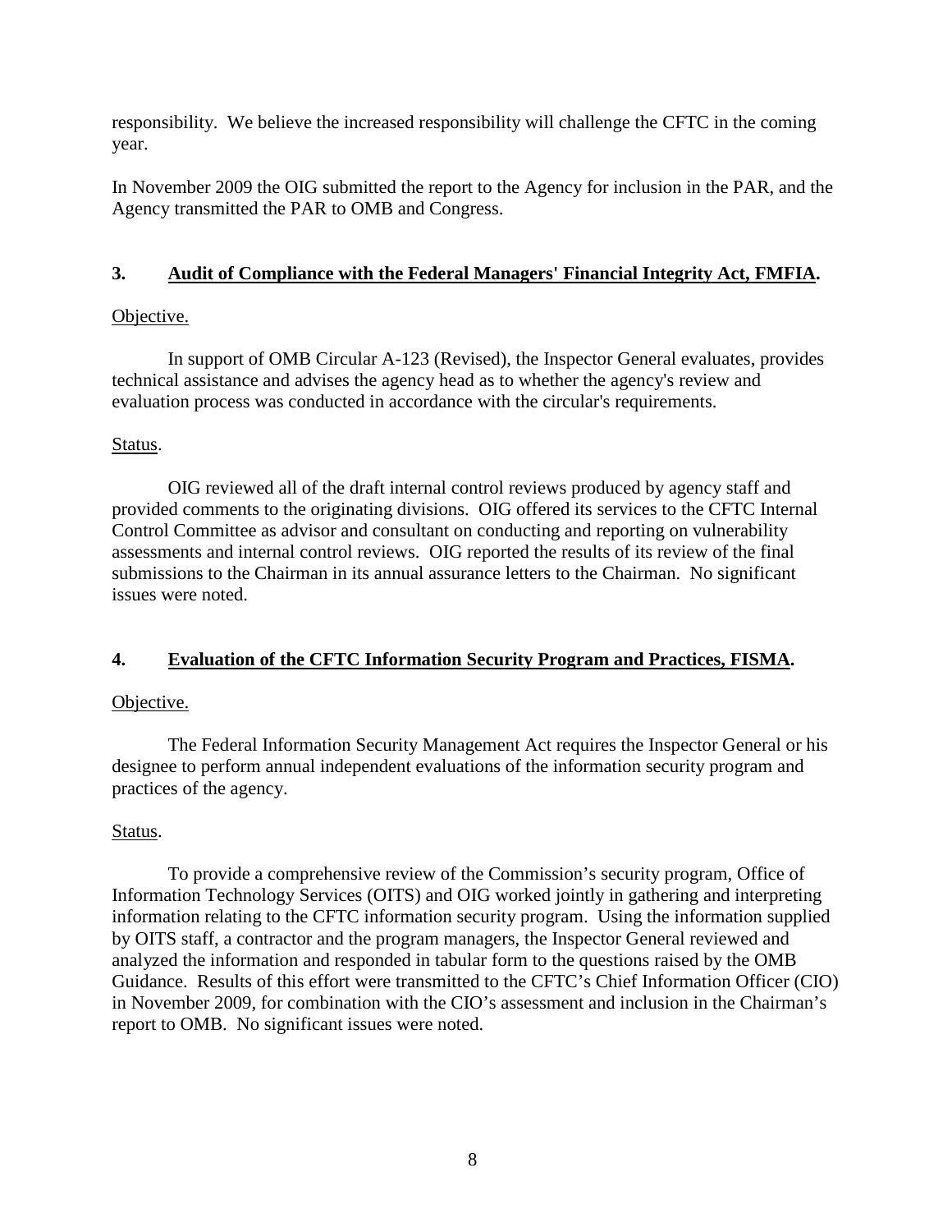responsibility. We believe the increased responsibility will challenge the CFTC in the coming year.

In November 2009 the OIG submitted the report to the Agency for inclusion in the PAR, and the Agency transmitted the PAR to OMB and Congress.

### 3. Audit of Compliance with the Federal Managers' Financial Integrity Act, FMFIA.

Objective.

In support of OMB Circular A-123 (Revised), the Inspector General evaluates, provides technical assistance and advises the agency head as to whether the agency's review and evaluation process was conducted in accordance with the circular's requirements.

Status.

OIG reviewed all of the draft internal control reviews produced by agency staff and provided comments to the originating divisions. OIG offered its services to the CFTC Internal Control Committee as advisor and consultant on conducting and reporting on vulnerability assessments and internal control reviews. OIG reported the results of its review of the final submissions to the Chairman in its annual assurance letters to the Chairman. No significant issues were noted.

### 4. Evaluation of the CFTC Information Security Program and Practices, FISMA.

Objective.

The Federal Information Security Management Act requires the Inspector General or his designee to perform annual independent evaluations of the information security program and practices of the agency.

Status.

To provide a comprehensive review of the Commission's security program, Office of Information Technology Services (OITS) and OIG worked jointly in gathering and interpreting information relating to the CFTC information security program. Using the information supplied by OITS staff, a contractor and the program managers, the Inspector General reviewed and analyzed the information and responded in tabular form to the questions raised by the OMB Guidance. Results of this effort were transmitted to the CFTC's Chief Information Officer (CIO) in November 2009, for combination with the CIO's assessment and inclusion in the Chairman's report to OMB. No significant issues were noted.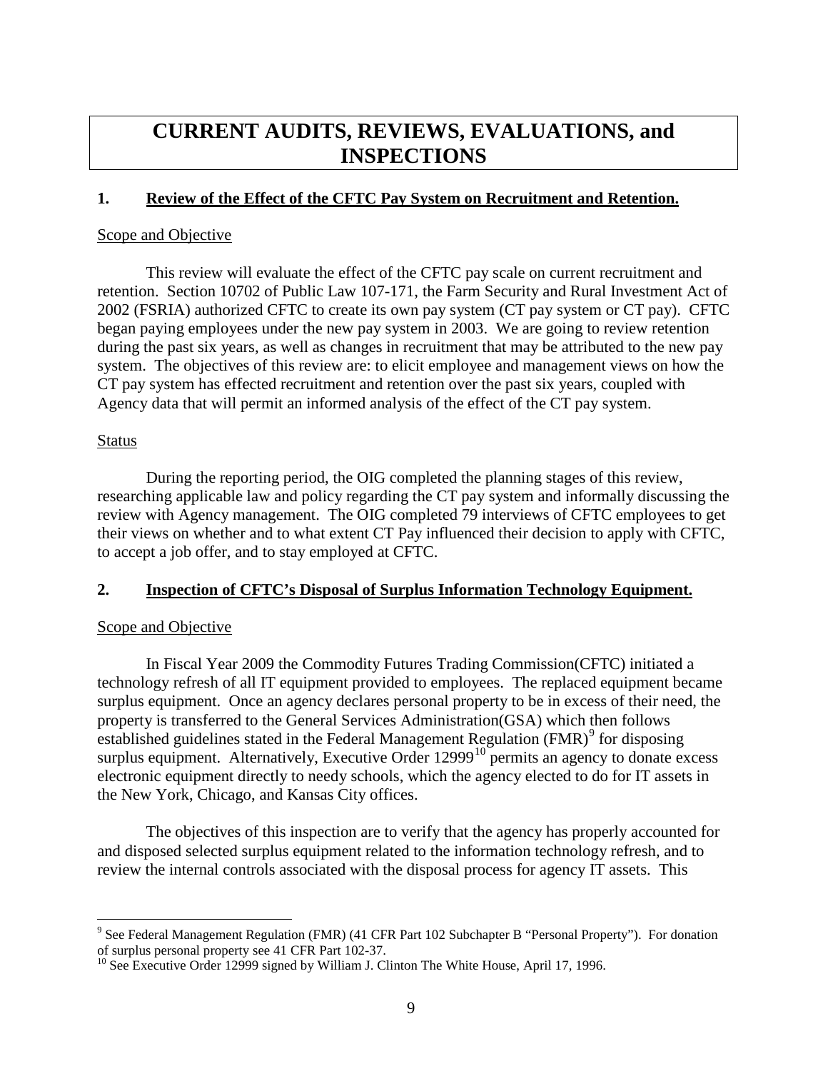# CURRENT AUDITS, REVIEWS, EVALUATIONS, and INSPECTIONS

## 1. Review of the Effect of the CFTC Pay System on Recruitment and Retention.

Scope and Objective

This review will evaluate the effect of the CFTC pay scale on current recruitment and retention. Section 10702 of Public Law 107-171, the Farm Security and Rural Investment Act of 2002 (FSRIA) authorized CFTC to create its own pay system (CT pay system or CT pay). CFTC began paying employees under the new pay system in 2003. We are going to review retention during the past six years, as well as changes in recruitment that may be attributed to the new pay system. The objectives of this review are: to elicit employee and management views on how the CT pay system has effected recruitment and retention over the past six years, coupled with Agency data that will permit an informed analysis of the effect of the CT pay system.

Status

During the reporting period, the OIG completed the planning stages of this review, researching applicable law and policy regarding the CT pay system and informally discussing the review with Agency management. The OIG completed 79 interviews of CFTC employees to get their views on whether and to what extent CT Pay influenced their decision to apply with CFTC, to accept a job offer, and to stay employed at CFTC.

## 2. Inspection of CFTC's Disposal of Surplus Information Technology Equipment.

Scope and Objective

In Fiscal Year 2009 the Commodity Futures Trading Commission(CFTC) initiated a technology refresh of all IT equipment provided to employees. The replaced equipment became surplus equipment. Once an agency declares personal property to be in excess of their need, the property is transferred to the General Services Administration(GSA) which then follows established guidelines stated in the Federal Management Regulation (FMR)[9] for disposing surplus equipment. Alternatively, Executive Order 12999[10] permits an agency to donate excess electronic equipment directly to needy schools, which the agency elected to do for IT assets in the New York, Chicago, and Kansas City offices.

The objectives of this inspection are to verify that the agency has properly accounted for and disposed selected surplus equipment related to the information technology refresh, and to review the internal controls associated with the disposal process for agency IT assets. This

---

[9] See Federal Management Regulation (FMR) (41 CFR Part 102 Subchapter B "Personal Property"). For donation of surplus personal property see 41 CFR Part 102-37.

[10] See Executive Order 12999 signed by William J. Clinton The White House, April 17, 1996.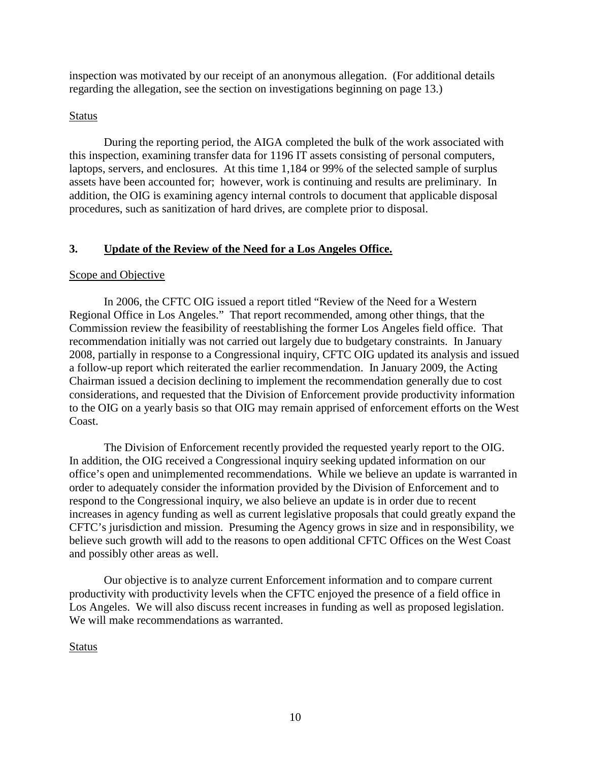inspection was motivated by our receipt of an anonymous allegation. (For additional details regarding the allegation, see the section on investigations beginning on page 13.)

Status

During the reporting period, the AIGA completed the bulk of the work associated with this inspection, examining transfer data for 1196 IT assets consisting of personal computers, laptops, servers, and enclosures. At this time 1,184 or 99% of the selected sample of surplus assets have been accounted for; however, work is continuing and results are preliminary. In addition, the OIG is examining agency internal controls to document that applicable disposal procedures, such as sanitization of hard drives, are complete prior to disposal.

### 3. Update of the Review of the Need for a Los Angeles Office.

Scope and Objective

In 2006, the CFTC OIG issued a report titled "Review of the Need for a Western Regional Office in Los Angeles." That report recommended, among other things, that the Commission review the feasibility of reestablishing the former Los Angeles field office. That recommendation initially was not carried out largely due to budgetary constraints. In January 2008, partially in response to a Congressional inquiry, CFTC OIG updated its analysis and issued a follow-up report which reiterated the earlier recommendation. In January 2009, the Acting Chairman issued a decision declining to implement the recommendation generally due to cost considerations, and requested that the Division of Enforcement provide productivity information to the OIG on a yearly basis so that OIG may remain apprised of enforcement efforts on the West Coast.

The Division of Enforcement recently provided the requested yearly report to the OIG. In addition, the OIG received a Congressional inquiry seeking updated information on our office's open and unimplemented recommendations. While we believe an update is warranted in order to adequately consider the information provided by the Division of Enforcement and to respond to the Congressional inquiry, we also believe an update is in order due to recent increases in agency funding as well as current legislative proposals that could greatly expand the CFTC's jurisdiction and mission. Presuming the Agency grows in size and in responsibility, we believe such growth will add to the reasons to open additional CFTC Offices on the West Coast and possibly other areas as well.

Our objective is to analyze current Enforcement information and to compare current productivity with productivity levels when the CFTC enjoyed the presence of a field office in Los Angeles. We will also discuss recent increases in funding as well as proposed legislation. We will make recommendations as warranted.

Status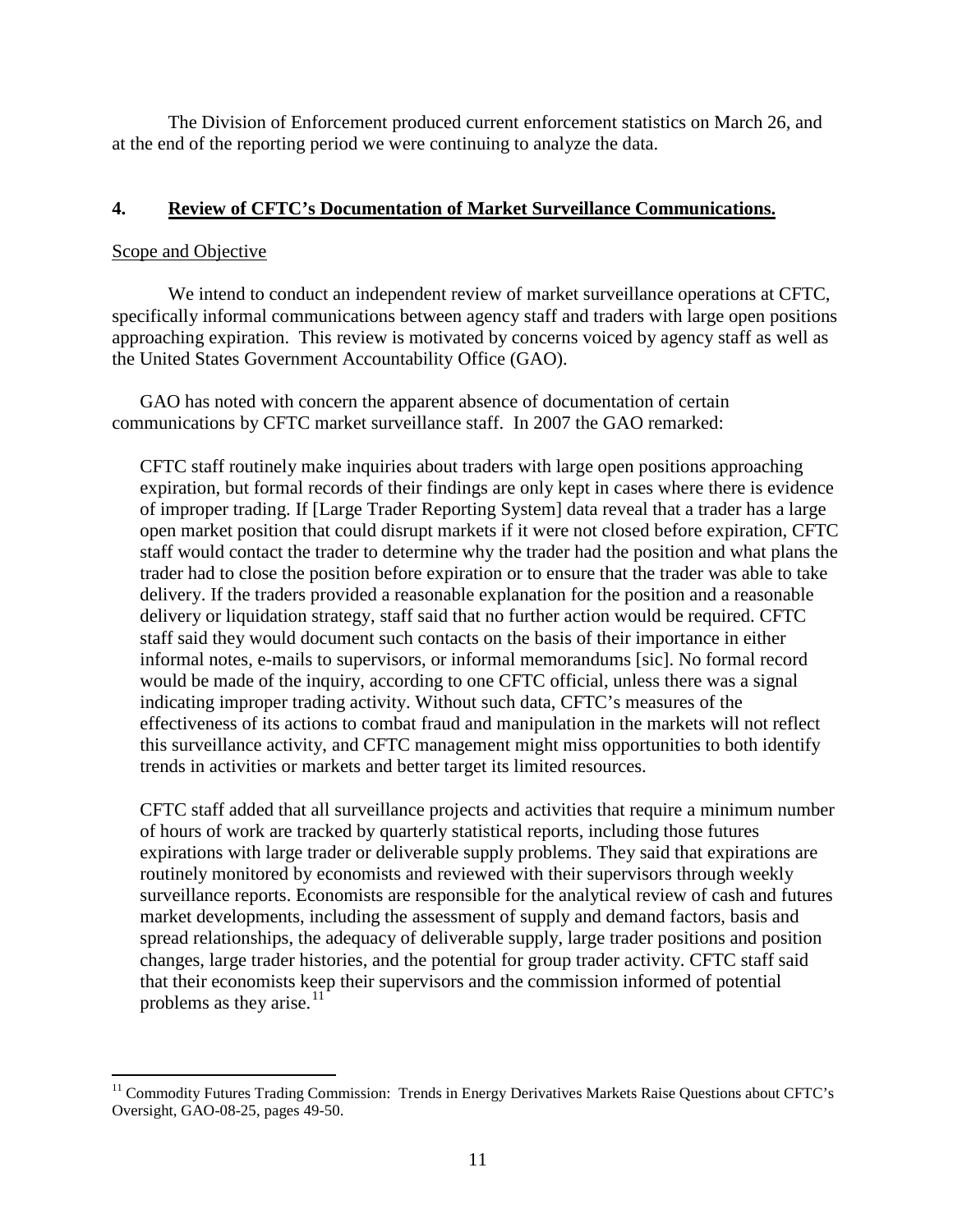The Division of Enforcement produced current enforcement statistics on March 26, and at the end of the reporting period we were continuing to analyze the data.

## 4. Review of CFTC's Documentation of Market Surveillance Communications.

Scope and Objective

We intend to conduct an independent review of market surveillance operations at CFTC, specifically informal communications between agency staff and traders with large open positions approaching expiration. This review is motivated by concerns voiced by agency staff as well as the United States Government Accountability Office (GAO).

GAO has noted with concern the apparent absence of documentation of certain communications by CFTC market surveillance staff. In 2007 the GAO remarked:

> CFTC staff routinely make inquiries about traders with large open positions approaching expiration, but formal records of their findings are only kept in cases where there is evidence of improper trading. If [Large Trader Reporting System] data reveal that a trader has a large open market position that could disrupt markets if it were not closed before expiration, CFTC staff would contact the trader to determine why the trader had the position and what plans the trader had to close the position before expiration or to ensure that the trader was able to take delivery. If the traders provided a reasonable explanation for the position and a reasonable delivery or liquidation strategy, staff said that no further action would be required. CFTC staff said they would document such contacts on the basis of their importance in either informal notes, e-mails to supervisors, or informal memorandums [sic]. No formal record would be made of the inquiry, according to one CFTC official, unless there was a signal indicating improper trading activity. Without such data, CFTC's measures of the effectiveness of its actions to combat fraud and manipulation in the markets will not reflect this surveillance activity, and CFTC management might miss opportunities to both identify trends in activities or markets and better target its limited resources.
>
> CFTC staff added that all surveillance projects and activities that require a minimum number of hours of work are tracked by quarterly statistical reports, including those futures expirations with large trader or deliverable supply problems. They said that expirations are routinely monitored by economists and reviewed with their supervisors through weekly surveillance reports. Economists are responsible for the analytical review of cash and futures market developments, including the assessment of supply and demand factors, basis and spread relationships, the adequacy of deliverable supply, large trader positions and position changes, large trader histories, and the potential for group trader activity. CFTC staff said that their economists keep their supervisors and the commission informed of potential problems as they arise.[11]

[11] Commodity Futures Trading Commission: Trends in Energy Derivatives Markets Raise Questions about CFTC's Oversight, GAO-08-25, pages 49-50.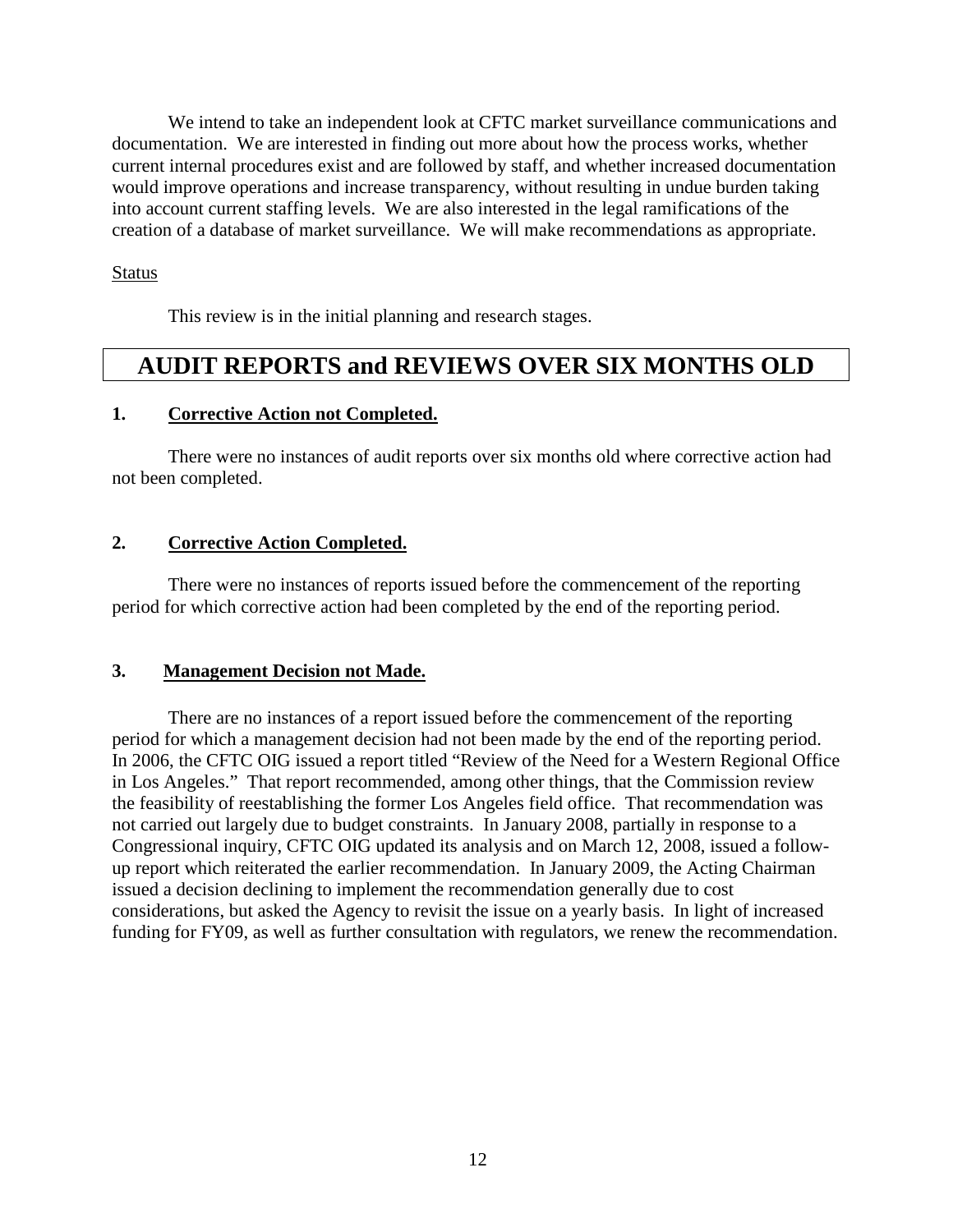We intend to take an independent look at CFTC market surveillance communications and documentation. We are interested in finding out more about how the process works, whether current internal procedures exist and are followed by staff, and whether increased documentation would improve operations and increase transparency, without resulting in undue burden taking into account current staffing levels. We are also interested in the legal ramifications of the creation of a database of market surveillance. We will make recommendations as appropriate.

Status

This review is in the initial planning and research stages.

## AUDIT REPORTS and REVIEWS OVER SIX MONTHS OLD

### 1. Corrective Action not Completed.

There were no instances of audit reports over six months old where corrective action had not been completed.

### 2. Corrective Action Completed.

There were no instances of reports issued before the commencement of the reporting period for which corrective action had been completed by the end of the reporting period.

### 3. Management Decision not Made.

There are no instances of a report issued before the commencement of the reporting period for which a management decision had not been made by the end of the reporting period. In 2006, the CFTC OIG issued a report titled "Review of the Need for a Western Regional Office in Los Angeles." That report recommended, among other things, that the Commission review the feasibility of reestablishing the former Los Angeles field office. That recommendation was not carried out largely due to budget constraints. In January 2008, partially in response to a Congressional inquiry, CFTC OIG updated its analysis and on March 12, 2008, issued a follow-up report which reiterated the earlier recommendation. In January 2009, the Acting Chairman issued a decision declining to implement the recommendation generally due to cost considerations, but asked the Agency to revisit the issue on a yearly basis. In light of increased funding for FY09, as well as further consultation with regulators, we renew the recommendation.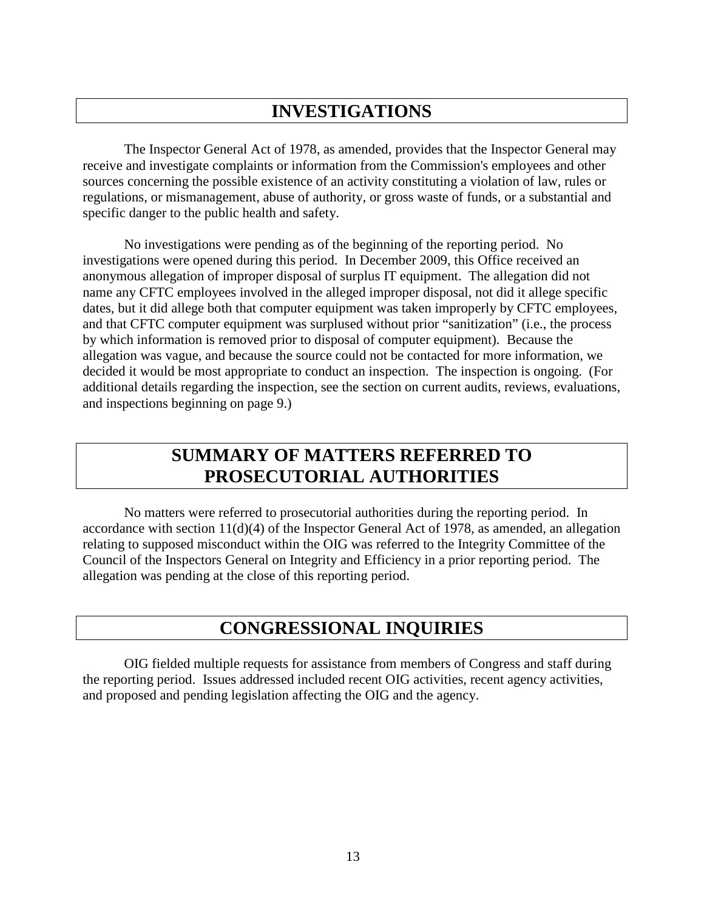# INVESTIGATIONS

The Inspector General Act of 1978, as amended, provides that the Inspector General may receive and investigate complaints or information from the Commission's employees and other sources concerning the possible existence of an activity constituting a violation of law, rules or regulations, or mismanagement, abuse of authority, or gross waste of funds, or a substantial and specific danger to the public health and safety.

No investigations were pending as of the beginning of the reporting period. No investigations were opened during this period. In December 2009, this Office received an anonymous allegation of improper disposal of surplus IT equipment. The allegation did not name any CFTC employees involved in the alleged improper disposal, not did it allege specific dates, but it did allege both that computer equipment was taken improperly by CFTC employees, and that CFTC computer equipment was surplused without prior "sanitization" (i.e., the process by which information is removed prior to disposal of computer equipment). Because the allegation was vague, and because the source could not be contacted for more information, we decided it would be most appropriate to conduct an inspection. The inspection is ongoing. (For additional details regarding the inspection, see the section on current audits, reviews, evaluations, and inspections beginning on page 9.)

# SUMMARY OF MATTERS REFERRED TO PROSECUTORIAL AUTHORITIES

No matters were referred to prosecutorial authorities during the reporting period. In accordance with section 11(d)(4) of the Inspector General Act of 1978, as amended, an allegation relating to supposed misconduct within the OIG was referred to the Integrity Committee of the Council of the Inspectors General on Integrity and Efficiency in a prior reporting period. The allegation was pending at the close of this reporting period.

# CONGRESSIONAL INQUIRIES

OIG fielded multiple requests for assistance from members of Congress and staff during the reporting period. Issues addressed included recent OIG activities, recent agency activities, and proposed and pending legislation affecting the OIG and the agency.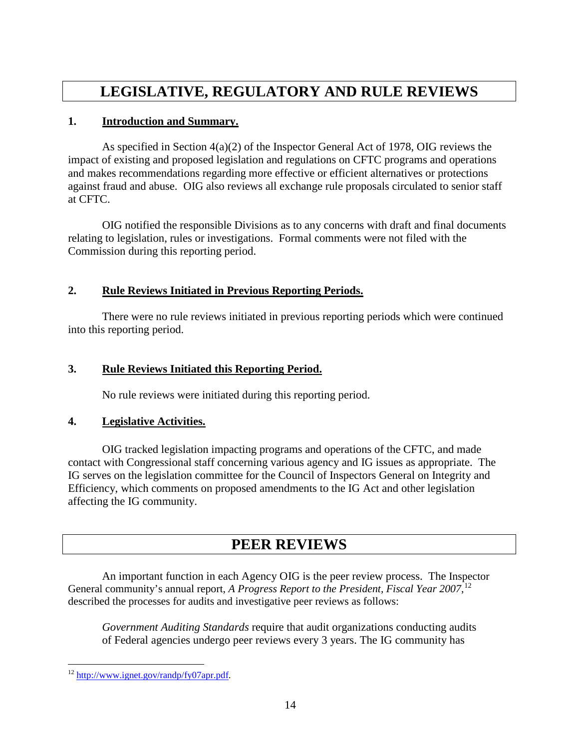# LEGISLATIVE, REGULATORY AND RULE REVIEWS

## 1. Introduction and Summary.

As specified in Section 4(a)(2) of the Inspector General Act of 1978, OIG reviews the impact of existing and proposed legislation and regulations on CFTC programs and operations and makes recommendations regarding more effective or efficient alternatives or protections against fraud and abuse. OIG also reviews all exchange rule proposals circulated to senior staff at CFTC.

OIG notified the responsible Divisions as to any concerns with draft and final documents relating to legislation, rules or investigations. Formal comments were not filed with the Commission during this reporting period.

## 2. Rule Reviews Initiated in Previous Reporting Periods.

There were no rule reviews initiated in previous reporting periods which were continued into this reporting period.

## 3. Rule Reviews Initiated this Reporting Period.

No rule reviews were initiated during this reporting period.

## 4. Legislative Activities.

OIG tracked legislation impacting programs and operations of the CFTC, and made contact with Congressional staff concerning various agency and IG issues as appropriate. The IG serves on the legislation committee for the Council of Inspectors General on Integrity and Efficiency, which comments on proposed amendments to the IG Act and other legislation affecting the IG community.

# PEER REVIEWS

An important function in each Agency OIG is the peer review process. The Inspector General community's annual report, *A Progress Report to the President, Fiscal Year 2007*,[12] described the processes for audits and investigative peer reviews as follows:

> *Government Auditing Standards* require that audit organizations conducting audits of Federal agencies undergo peer reviews every 3 years. The IG community has

[12] http://www.ignet.gov/randp/fy07apr.pdf.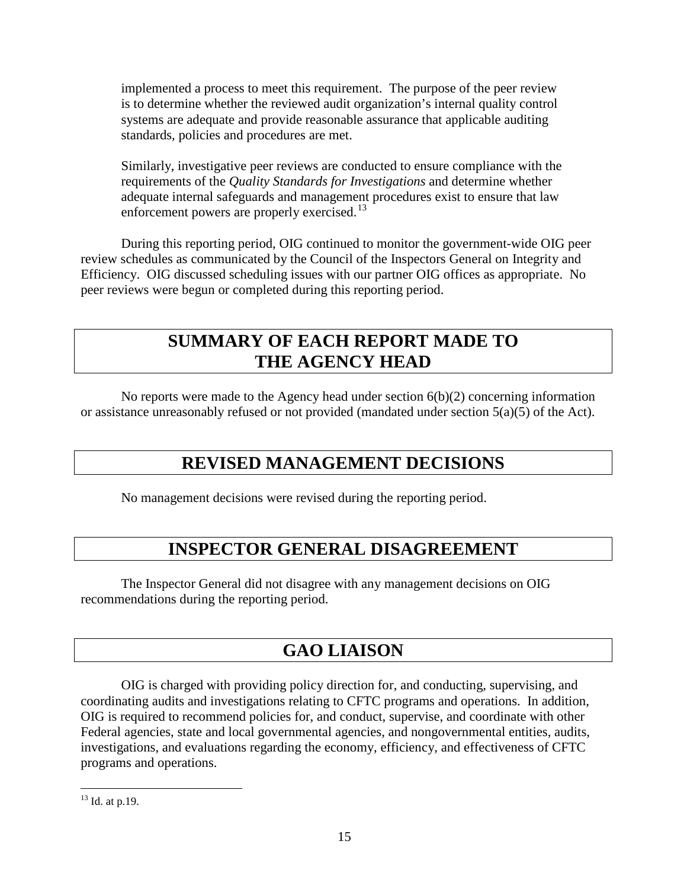implemented a process to meet this requirement. The purpose of the peer review is to determine whether the reviewed audit organization's internal quality control systems are adequate and provide reasonable assurance that applicable auditing standards, policies and procedures are met.

Similarly, investigative peer reviews are conducted to ensure compliance with the requirements of the *Quality Standards for Investigations* and determine whether adequate internal safeguards and management procedures exist to ensure that law enforcement powers are properly exercised.[13]

During this reporting period, OIG continued to monitor the government-wide OIG peer review schedules as communicated by the Council of the Inspectors General on Integrity and Efficiency. OIG discussed scheduling issues with our partner OIG offices as appropriate. No peer reviews were begun or completed during this reporting period.

## SUMMARY OF EACH REPORT MADE TO THE AGENCY HEAD

No reports were made to the Agency head under section 6(b)(2) concerning information or assistance unreasonably refused or not provided (mandated under section 5(a)(5) of the Act).

## REVISED MANAGEMENT DECISIONS

No management decisions were revised during the reporting period.

## INSPECTOR GENERAL DISAGREEMENT

The Inspector General did not disagree with any management decisions on OIG recommendations during the reporting period.

## GAO LIAISON

OIG is charged with providing policy direction for, and conducting, supervising, and coordinating audits and investigations relating to CFTC programs and operations. In addition, OIG is required to recommend policies for, and conduct, supervise, and coordinate with other Federal agencies, state and local governmental agencies, and nongovernmental entities, audits, investigations, and evaluations regarding the economy, efficiency, and effectiveness of CFTC programs and operations.

---

[13] Id. at p.19.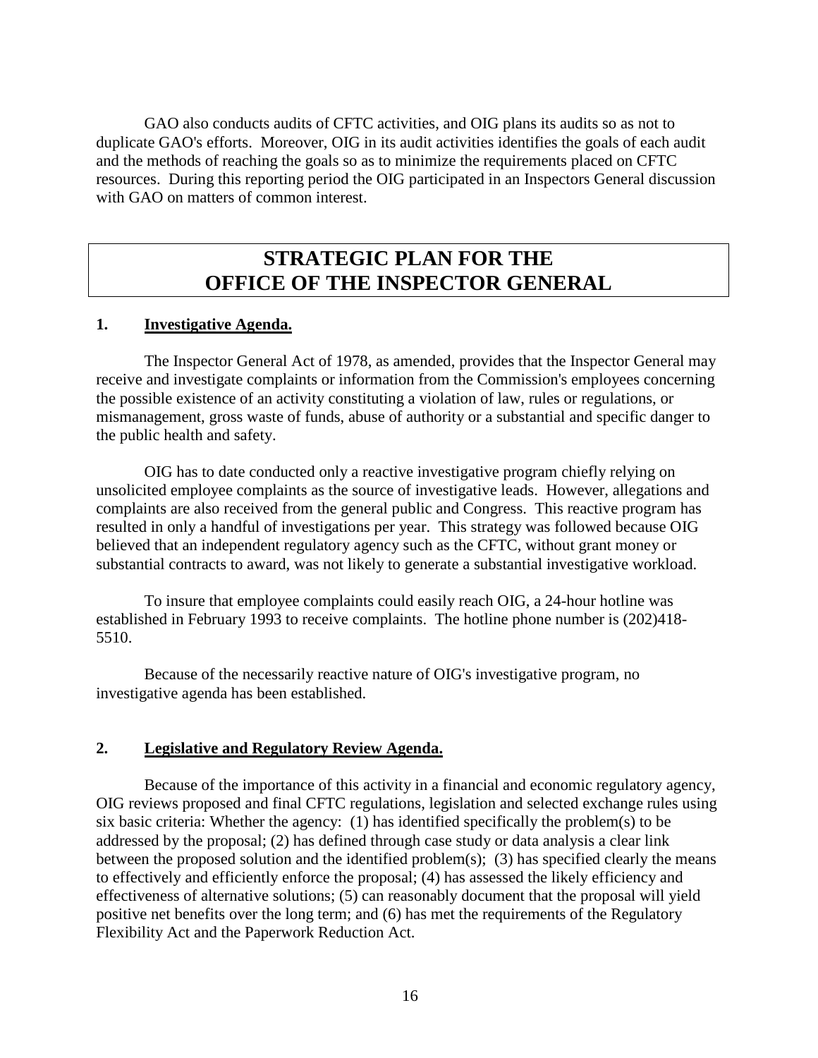GAO also conducts audits of CFTC activities, and OIG plans its audits so as not to duplicate GAO's efforts. Moreover, OIG in its audit activities identifies the goals of each audit and the methods of reaching the goals so as to minimize the requirements placed on CFTC resources. During this reporting period the OIG participated in an Inspectors General discussion with GAO on matters of common interest.

# STRATEGIC PLAN FOR THE OFFICE OF THE INSPECTOR GENERAL

## 1. Investigative Agenda.

The Inspector General Act of 1978, as amended, provides that the Inspector General may receive and investigate complaints or information from the Commission's employees concerning the possible existence of an activity constituting a violation of law, rules or regulations, or mismanagement, gross waste of funds, abuse of authority or a substantial and specific danger to the public health and safety.

OIG has to date conducted only a reactive investigative program chiefly relying on unsolicited employee complaints as the source of investigative leads. However, allegations and complaints are also received from the general public and Congress. This reactive program has resulted in only a handful of investigations per year. This strategy was followed because OIG believed that an independent regulatory agency such as the CFTC, without grant money or substantial contracts to award, was not likely to generate a substantial investigative workload.

To insure that employee complaints could easily reach OIG, a 24-hour hotline was established in February 1993 to receive complaints. The hotline phone number is (202)418-5510.

Because of the necessarily reactive nature of OIG's investigative program, no investigative agenda has been established.

## 2. Legislative and Regulatory Review Agenda.

Because of the importance of this activity in a financial and economic regulatory agency, OIG reviews proposed and final CFTC regulations, legislation and selected exchange rules using six basic criteria: Whether the agency: (1) has identified specifically the problem(s) to be addressed by the proposal; (2) has defined through case study or data analysis a clear link between the proposed solution and the identified problem(s); (3) has specified clearly the means to effectively and efficiently enforce the proposal; (4) has assessed the likely efficiency and effectiveness of alternative solutions; (5) can reasonably document that the proposal will yield positive net benefits over the long term; and (6) has met the requirements of the Regulatory Flexibility Act and the Paperwork Reduction Act.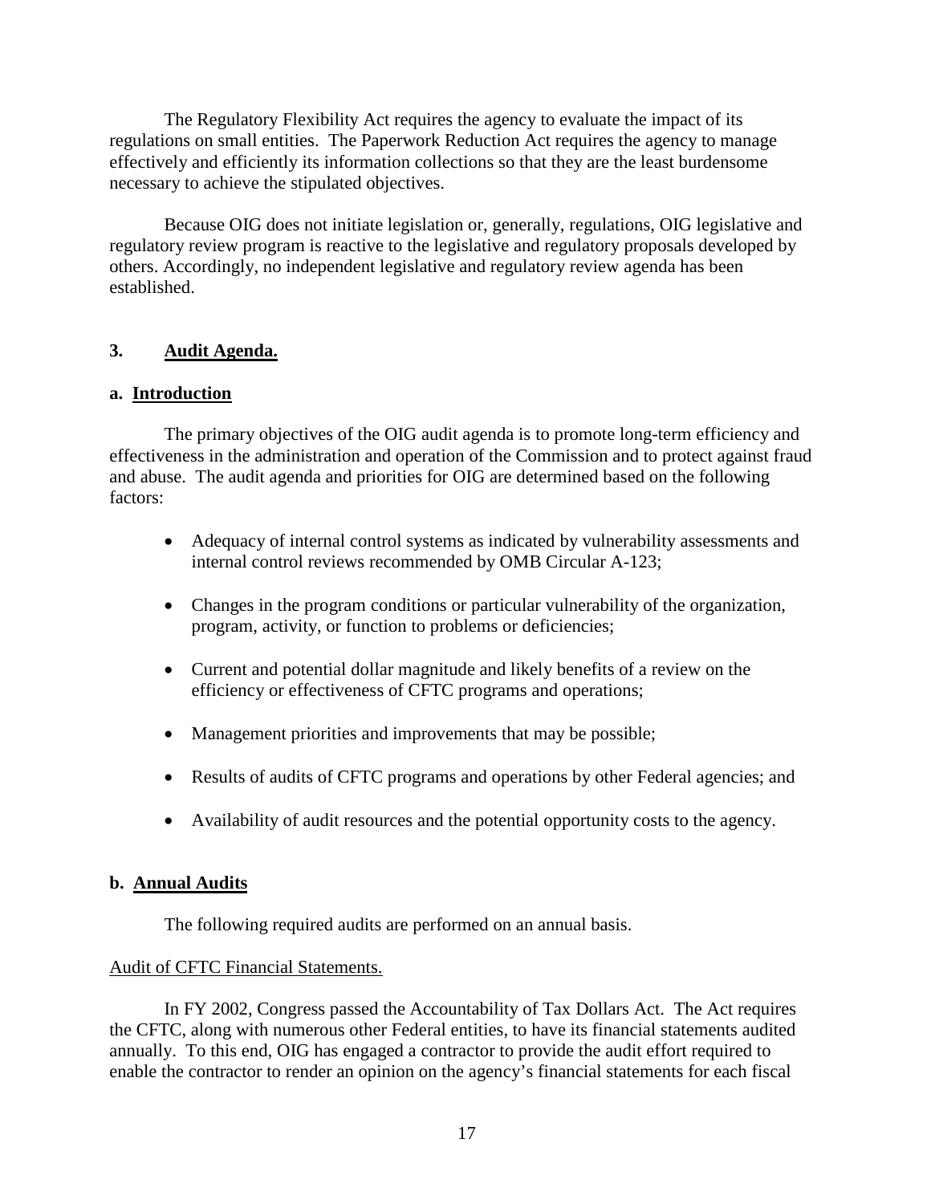The Regulatory Flexibility Act requires the agency to evaluate the impact of its regulations on small entities. The Paperwork Reduction Act requires the agency to manage effectively and efficiently its information collections so that they are the least burdensome necessary to achieve the stipulated objectives.

Because OIG does not initiate legislation or, generally, regulations, OIG legislative and regulatory review program is reactive to the legislative and regulatory proposals developed by others. Accordingly, no independent legislative and regulatory review agenda has been established.

## 3. Audit Agenda.

### a. Introduction

The primary objectives of the OIG audit agenda is to promote long-term efficiency and effectiveness in the administration and operation of the Commission and to protect against fraud and abuse. The audit agenda and priorities for OIG are determined based on the following factors:

- Adequacy of internal control systems as indicated by vulnerability assessments and internal control reviews recommended by OMB Circular A-123;
- Changes in the program conditions or particular vulnerability of the organization, program, activity, or function to problems or deficiencies;
- Current and potential dollar magnitude and likely benefits of a review on the efficiency or effectiveness of CFTC programs and operations;
- Management priorities and improvements that may be possible;
- Results of audits of CFTC programs and operations by other Federal agencies; and
- Availability of audit resources and the potential opportunity costs to the agency.

### b. Annual Audits

The following required audits are performed on an annual basis.

Audit of CFTC Financial Statements.

In FY 2002, Congress passed the Accountability of Tax Dollars Act. The Act requires the CFTC, along with numerous other Federal entities, to have its financial statements audited annually. To this end, OIG has engaged a contractor to provide the audit effort required to enable the contractor to render an opinion on the agency's financial statements for each fiscal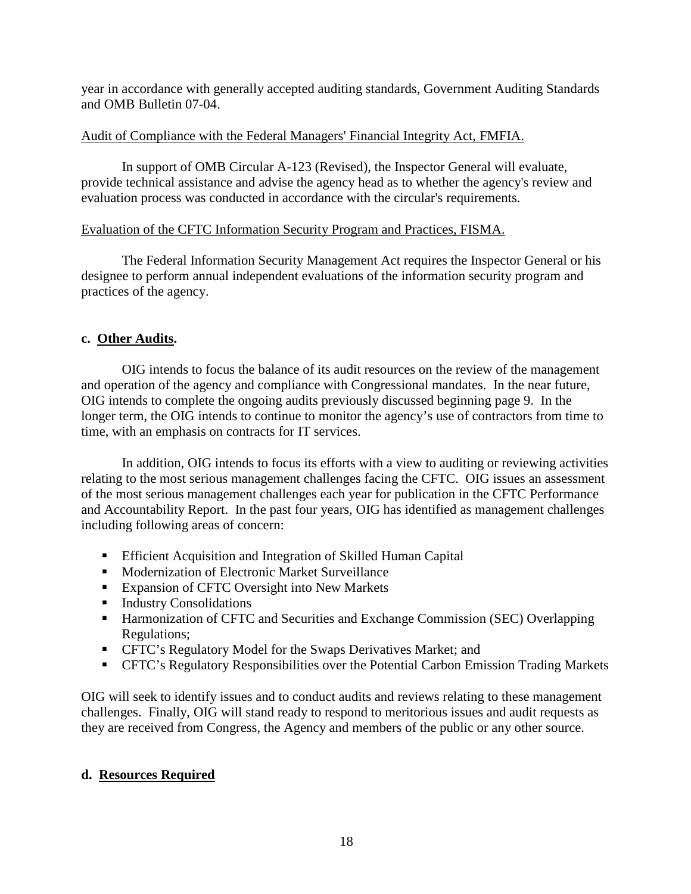year in accordance with generally accepted auditing standards, Government Auditing Standards and OMB Bulletin 07-04.

Audit of Compliance with the Federal Managers' Financial Integrity Act, FMFIA.

In support of OMB Circular A-123 (Revised), the Inspector General will evaluate, provide technical assistance and advise the agency head as to whether the agency's review and evaluation process was conducted in accordance with the circular's requirements.

Evaluation of the CFTC Information Security Program and Practices, FISMA.

The Federal Information Security Management Act requires the Inspector General or his designee to perform annual independent evaluations of the information security program and practices of the agency.

### c. **Other Audits**.

OIG intends to focus the balance of its audit resources on the review of the management and operation of the agency and compliance with Congressional mandates. In the near future, OIG intends to complete the ongoing audits previously discussed beginning page 9. In the longer term, the OIG intends to continue to monitor the agency's use of contractors from time to time, with an emphasis on contracts for IT services.

In addition, OIG intends to focus its efforts with a view to auditing or reviewing activities relating to the most serious management challenges facing the CFTC. OIG issues an assessment of the most serious management challenges each year for publication in the CFTC Performance and Accountability Report. In the past four years, OIG has identified as management challenges including following areas of concern:

- Efficient Acquisition and Integration of Skilled Human Capital
- Modernization of Electronic Market Surveillance
- Expansion of CFTC Oversight into New Markets
- Industry Consolidations
- Harmonization of CFTC and Securities and Exchange Commission (SEC) Overlapping Regulations;
- CFTC's Regulatory Model for the Swaps Derivatives Market; and
- CFTC's Regulatory Responsibilities over the Potential Carbon Emission Trading Markets

OIG will seek to identify issues and to conduct audits and reviews relating to these management challenges. Finally, OIG will stand ready to respond to meritorious issues and audit requests as they are received from Congress, the Agency and members of the public or any other source.

### d. **Resources Required**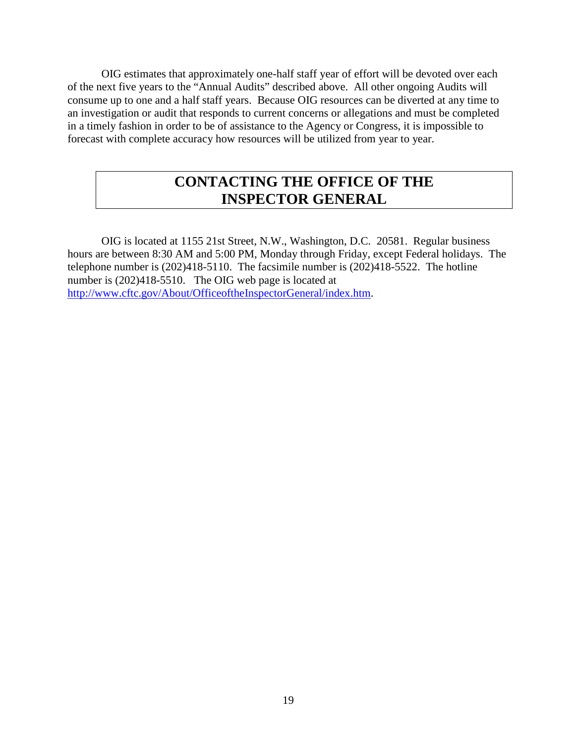OIG estimates that approximately one-half staff year of effort will be devoted over each of the next five years to the "Annual Audits" described above. All other ongoing Audits will consume up to one and a half staff years. Because OIG resources can be diverted at any time to an investigation or audit that responds to current concerns or allegations and must be completed in a timely fashion in order to be of assistance to the Agency or Congress, it is impossible to forecast with complete accuracy how resources will be utilized from year to year.

## CONTACTING THE OFFICE OF THE INSPECTOR GENERAL

OIG is located at 1155 21st Street, N.W., Washington, D.C. 20581. Regular business hours are between 8:30 AM and 5:00 PM, Monday through Friday, except Federal holidays. The telephone number is (202)418-5110. The facsimile number is (202)418-5522. The hotline number is (202)418-5510. The OIG web page is located at http://www.cftc.gov/About/OfficeoftheInspectorGeneral/index.htm.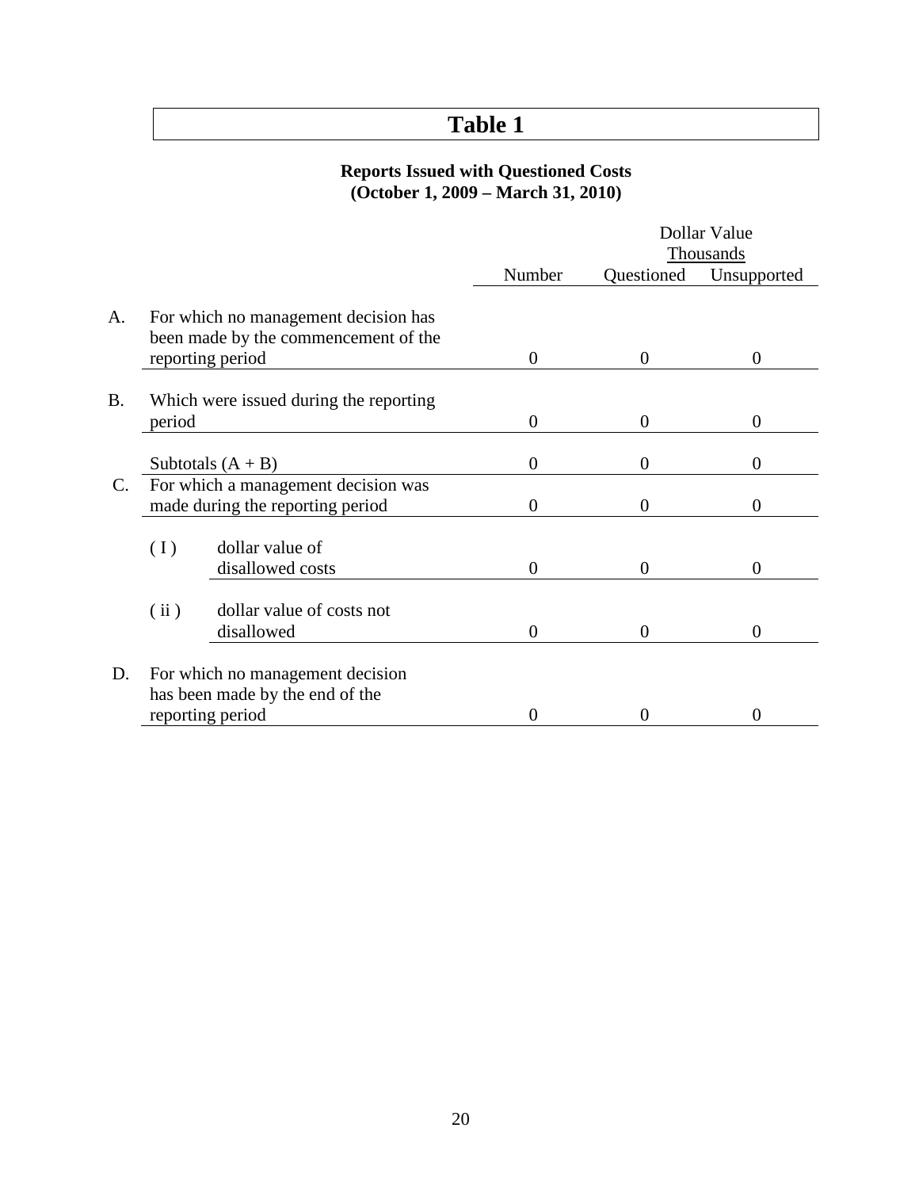# Table 1

**Reports Issued with Questioned Costs**
**(October 1, 2009 – March 31, 2010)**

| | | Number | Dollar Value Thousands Questioned | Dollar Value Thousands Unsupported |
|---|---|---|---|---|
| A. | For which no management decision has been made by the commencement of the reporting period | 0 | 0 | 0 |
| B. | Which were issued during the reporting period | 0 | 0 | 0 |
| | Subtotals (A + B) | 0 | 0 | 0 |
| C. | For which a management decision was made during the reporting period | 0 | 0 | 0 |
| | ( I ) dollar value of disallowed costs | 0 | 0 | 0 |
| | ( ii ) dollar value of costs not disallowed | 0 | 0 | 0 |
| D. | For which no management decision has been made by the end of the reporting period | 0 | 0 | 0 |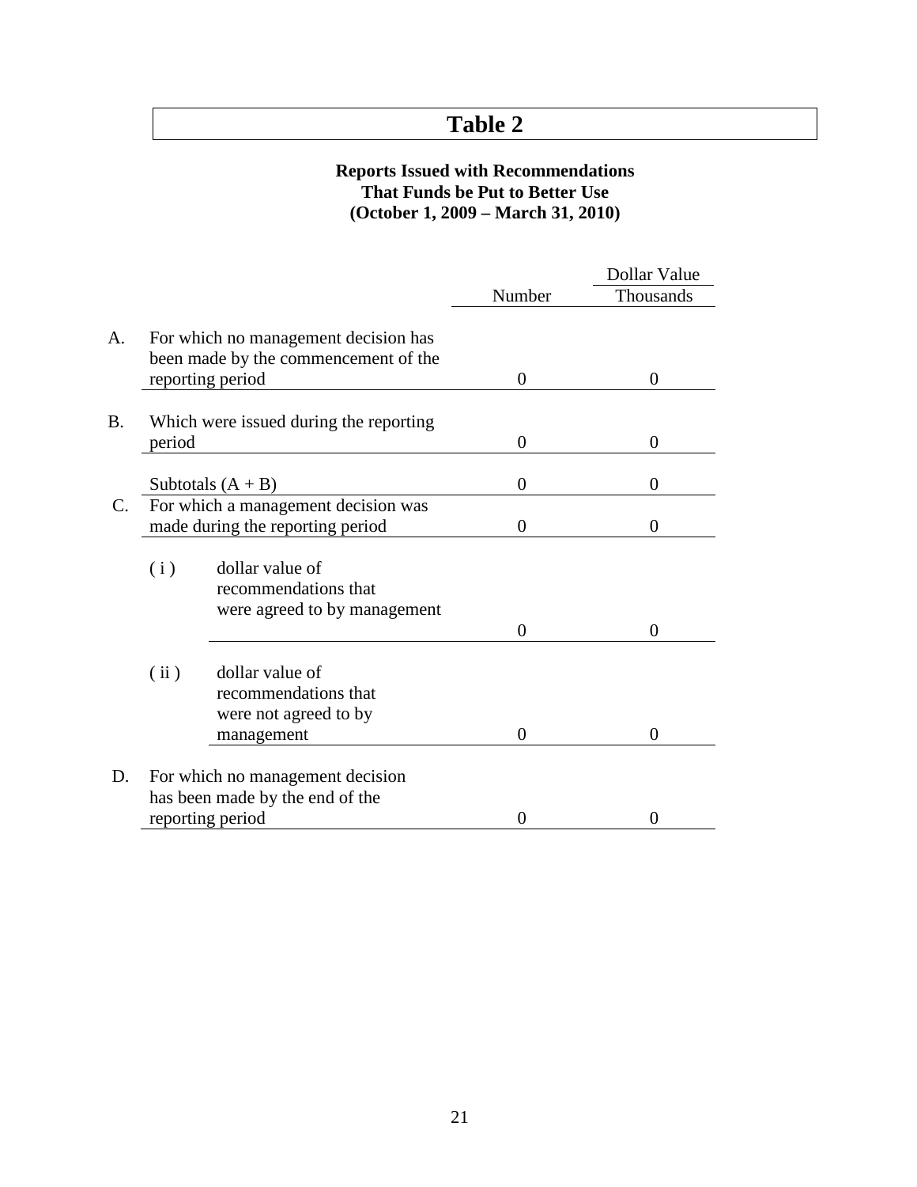# Table 2

**Reports Issued with Recommendations That Funds be Put to Better Use (October 1, 2009 – March 31, 2010)**

| | | Number | Dollar Value Thousands |
|---|---|---|---|
| A. | For which no management decision has been made by the commencement of the reporting period | 0 | 0 |
| B. | Which were issued during the reporting period | 0 | 0 |
| | Subtotals (A + B) | 0 | 0 |
| C. | For which a management decision was made during the reporting period | 0 | 0 |
| | ( i ) dollar value of recommendations that were agreed to by management | 0 | 0 |
| | ( ii ) dollar value of recommendations that were not agreed to by management | 0 | 0 |
| D. | For which no management decision has been made by the end of the reporting period | 0 | 0 |